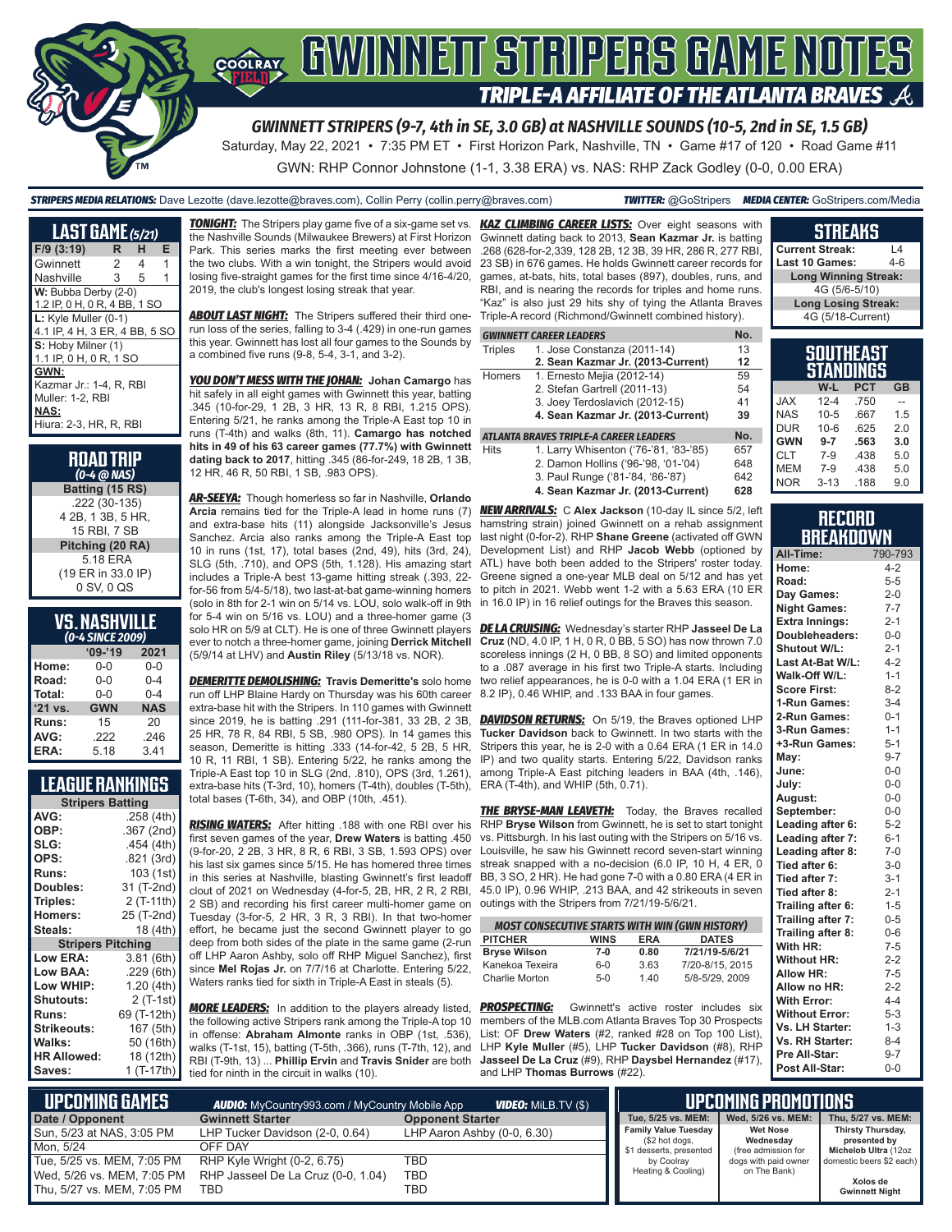# GWINNETT STRIPERS GAME NOTES

## TRIPLE-A AFFILIATE OF THE ATLANTA BRAVES

### GWINNETT STRIPERS (9-7, 4th in SE, 3.0 GB) at NASHVILLE SOUNDS (10-5, 2nd in SE, 1.5 GB)

Saturday, May 22, 2021 • 7:35 PM ET • First Horizon Park, Nashville, TN • Game #17 of 120 • Road Game #11

GWN: RHP Connor Johnstone (1-1, 3.38 ERA) vs. NAS: RHP Zack Godley (0-0, 0.00 ERA)

**STRIPERS MEDIA RELATIONS:** Dave Lezotte (dave.lezotte@braves.com), Collin Perry (collin.perry@braves.com) **TWITTER:** @GoStripers **MEDIA CENTER:** GoStripers.com/Media

## LAST GAME (5/21)

| F/9 (3:19) | R | H | E |
|---|---|---|---|
| Gwinnett | 2 | 4 | 1 |
| Nashville | 3 | 5 | 1 |

**W:** Bubba Derby (2-0)
1.2 IP, 0 H, 0 R, 4 BB, 1 SO

**L:** Kyle Muller (0-1)
4.1 IP, 4 H, 3 ER, 4 BB, 5 SO

**S:** Hoby Milner (1)
1.1 IP, 0 H, 0 R, 1 SO

**GWN:**
Kazmar Jr.: 1-4, R, RBI
Muller: 1-2, RBI

**NAS:**
Hiura: 2-3, HR, R, RBI

## ROAD TRIP (0-4 @ NAS)

**Batting (15 RS)**
.222 (30-135)
4 2B, 1 3B, 5 HR,
15 RBI, 7 SB

**Pitching (20 RA)**
5.18 ERA
(19 ER in 33.0 IP)
0 SV, 0 QS

## VS. NASHVILLE (0-4 SINCE 2009)

| | '09-'19 | 2021 |
|---|---|---|
| Home: | 0-0 | 0-0 |
| Road: | 0-0 | 0-4 |
| Total: | 0-0 | 0-4 |
| '21 vs. | GWN | NAS |
| Runs: | 15 | 20 |
| AVG: | .222 | .246 |
| ERA: | 5.18 | 3.41 |

## LEAGUE RANKINGS

| Stripers Batting | |
|---|---|
| AVG: | .258 (4th) |
| OBP: | .367 (2nd) |
| SLG: | .454 (4th) |
| OPS: | .821 (3rd) |
| Runs: | 103 (1st) |
| Doubles: | 31 (T-2nd) |
| Triples: | 2 (T-11th) |
| Homers: | 25 (T-2nd) |
| Steals: | 18 (4th) |
| **Stripers Pitching** | |
| Low ERA: | 3.81 (6th) |
| Low BAA: | .229 (6th) |
| Low WHIP: | 1.20 (4th) |
| Shutouts: | 2 (T-1st) |
| Runs: | 69 (T-12th) |
| Strikeouts: | 167 (5th) |
| Walks: | 50 (16th) |
| HR Allowed: | 18 (12th) |
| Saves: | 1 (T-17th) |

**TONIGHT:** The Stripers play game five of a six-game set vs. the Nashville Sounds (Milwaukee Brewers) at First Horizon Park. This series marks the first meeting ever between the two clubs. With a win tonight, the Stripers would avoid losing five-straight games for the first time since 4/16-4/20, 2019, the club's longest losing streak that year.

**ABOUT LAST NIGHT:** The Stripers suffered their third one-run loss of the series, falling to 3-4 (.429) in one-run games this year. Gwinnett has lost all four games to the Sounds by a combined five runs (9-8, 5-4, 3-1, and 3-2).

**YOU DON'T MESS WITH THE JOHAN:** **Johan Camargo** has hit safely in all eight games with Gwinnett this year, batting .345 (10-for-29, 1 2B, 3 HR, 13 R, 8 RBI, 1.215 OPS). Entering 5/21, he ranks among the Triple-A East top 10 in runs (T-4th) and walks (8th, 11). **Camargo has notched hits in 49 of his 63 career games (77.7%) with Gwinnett dating back to 2017**, hitting .345 (86-for-249, 18 2B, 1 3B, 12 HR, 46 R, 50 RBI, 1 SB, .983 OPS).

**AR-SEEYA:** Though homerless so far in Nashville, **Orlando Arcia** remains tied for the Triple-A lead in home runs (7) and extra-base hits (11) alongside Jacksonville's Jesus Sanchez. Arcia also ranks among the Triple-A East top 10 in runs (1st, 17), total bases (2nd, 49), hits (3rd, 24), SLG (5th, .710), and OPS (5th, 1.128). His amazing start includes a Triple-A best 13-game hitting streak (.393, 22-for-56 from 5/4-5/18), two last-at-bat game-winning homers (solo in 8th for 2-1 win on 5/14 vs. LOU, solo walk-off in 9th for 5-4 win on 5/16 vs. LOU) and a three-homer game (3 solo HR on 5/9 at CLT). He is one of three Gwinnett players ever to notch a three-homer game, joining **Derrick Mitchell** (5/9/14 at LHV) and **Austin Riley** (5/13/18 vs. NOR).

**DEMERITTE DEMOLISHING:** **Travis Demeritte's** solo home run off LHP Blaine Hardy on Thursday was his 60th career extra-base hit with the Stripers. In 110 games with Gwinnett since 2019, he is batting .291 (111-for-381, 33 2B, 2 3B, 25 HR, 78 R, 84 RBI, 5 SB, .980 OPS). In 14 games this season, Demeritte is hitting .333 (14-for-42, 5 2B, 5 HR, 10 R, 11 RBI, 1 SB). Entering 5/22, he ranks among the Triple-A East top 10 in SLG (2nd, .810), OPS (3rd, 1.261), extra-base hits (T-3rd, 10), homers (T-4th), doubles (T-5th), total bases (T-6th, 34), and OBP (10th, .451).

**RISING WATERS:** After hitting .188 with one RBI over his first seven games of the year, **Drew Waters** is batting .450 (9-for-20, 2 2B, 3 HR, 8 R, 6 RBI, 3 SB, 1.593 OPS) over his last six games since 5/15. He has homered three times in this series at Nashville, blasting Gwinnett's first leadoff clout of 2021 on Wednesday (4-for-5, 2B, HR, 2 R, 2 RBI, 2 SB) and recording his first career multi-homer game on Tuesday (3-for-5, 2 HR, 3 R, 3 RBI). In that two-homer effort, he became just the second Gwinnett player to go deep from both sides of the plate in the same game (2-run off LHP Aaron Ashby, solo off RHP Miguel Sanchez), first since **Mel Rojas Jr.** on 7/7/16 at Charlotte. Entering 5/22, Waters ranks tied for sixth in Triple-A East in steals (5).

**MORE LEADERS:** In addition to the players already listed, the following active Stripers rank among the Triple-A top 10 in offense: **Abraham Almonte** ranks in OBP (1st, .536), walks (T-1st, 15), batting (T-5th, .366), runs (T-7th, 12), and RBI (T-9th, 13) ... **Phillip Ervin** and **Travis Snider** are both tied for ninth in the league in walks (10).

**KAZ CLIMBING CAREER LISTS:** Over eight seasons with Gwinnett dating back to 2013, **Sean Kazmar Jr.** is batting .268 (628-for-2,339, 128 2B, 12 3B, 39 HR, 286 R, 277 RBI, 23 SB) in 676 games. He holds Gwinnett career records for games, at-bats, hits, total bases (897), doubles, runs, and RBI, and is nearing the records for triples and home runs. "Kaz" is also just 29 hits shy of tying the Atlanta Braves Triple-A record (Richmond/Gwinnett combined history).

| GWINNETT CAREER LEADERS | | No. |
|---|---|---|
| Triples | 1. Jose Constanza (2011-14) | 13 |
| | **2. Sean Kazmar Jr. (2013-Current)** | **12** |
| Homers | 1. Ernesto Mejia (2012-14) | 59 |
| | 2. Stefan Gartrell (2011-13) | 54 |
| | 3. Joey Terdoslavich (2012-15) | 41 |
| | **4. Sean Kazmar Jr. (2013-Current)** | **39** |
| **ATLANTA BRAVES TRIPLE-A CAREER LEADERS** | | **No.** |
| Hits | 1. Larry Whisenton ('76-'81, '83-'85) | 657 |
| | 2. Damon Hollins ('96-'98, '01-'04) | 648 |
| | 3. Paul Runge ('81-'84, '86-'87) | 642 |
| | **4. Sean Kazmar Jr. (2013-Current)** | **628** |

**NEW ARRIVALS:** C **Alex Jackson** (10-day IL since 5/2, left hamstring strain) joined Gwinnett on a rehab assignment last night (0-for-2). RHP **Shane Greene** (activated off GWN Development List) and RHP **Jacob Webb** (optioned by ATL) have both been added to the Stripers' roster today. Greene signed a one-year MLB deal on 5/12 and has yet to pitch in 2021. Webb went 1-2 with a 5.63 ERA (10 ER in 16.0 IP) in 16 relief outings for the Braves this season.

**DE LA CRUISING:** Wednesday's starter RHP **Jasseel De La Cruz** (ND, 4.0 IP, 1 H, 0 R, 0 BB, 5 SO) has now thrown 7.0 scoreless innings (2 H, 0 BB, 8 SO) and limited opponents to a .087 average in his first two Triple-A starts. Including two relief appearances, he is 0-0 with a 1.04 ERA (1 ER in 8.2 IP), 0.46 WHIP, and .133 BAA in four games.

**DAVIDSON RETURNS:** On 5/19, the Braves optioned LHP **Tucker Davidson** back to Gwinnett. In two starts with the Stripers this year, he is 2-0 with a 0.64 ERA (1 ER in 14.0 IP) and two quality starts. Entering 5/22, Davidson ranks among Triple-A East pitching leaders in BAA (4th, .146), ERA (T-4th), and WHIP (5th, 0.71).

**THE BRYSE-MAN LEAVETH:** Today, the Braves recalled RHP **Bryse Wilson** from Gwinnett, he is set to start tonight vs. Pittsburgh. In his last outing with the Stripers on 5/16 vs. Louisville, he saw his Gwinnett record seven-start winning streak snapped with a no-decision (6.0 IP, 10 H, 4 ER, 0 BB, 3 SO, 2 HR). He had gone 7-0 with a 0.80 ERA (4 ER in 45.0 IP), 0.96 WHIP, .213 BAA, and 42 strikeouts in seven outings with the Stripers from 7/21/19-5/6/21.

**MOST CONSECUTIVE STARTS WITH WIN (GWN HISTORY)**

| PITCHER | WINS | ERA | DATES |
|---|---|---|---|
| **Bryse Wilson** | **7-0** | **0.80** | **7/21/19-5/6/21** |
| Kanekoa Texeira | 6-0 | 3.63 | 7/20-8/15, 2015 |
| Charlie Morton | 5-0 | 1.40 | 5/8-5/29, 2009 |

**PROSPECTING:** Gwinnett's active roster includes six members of the MLB.com Atlanta Braves Top 30 Prospects List: OF **Drew Waters** (#2, ranked #28 on Top 100 List), LHP **Kyle Muller** (#5), LHP **Tucker Davidson** (#8), RHP **Jasseel De La Cruz** (#9), RHP **Daysbel Hernandez** (#17), and LHP **Thomas Burrows** (#22).

## STREAKS

| | |
|---|---|
| Current Streak: | L4 |
| Last 10 Games: | 4-6 |
| **Long Winning Streak:** | |
| 4G (5/6-5/10) | |
| **Long Losing Streak:** | |
| 4G (5/18-Current) | |

## SOUTHEAST STANDINGS

| | W-L | PCT | GB |
|---|---|---|---|
| JAX | 12-4 | .750 | -- |
| NAS | 10-5 | .667 | 1.5 |
| DUR | 10-6 | .625 | 2.0 |
| **GWN** | **9-7** | **.563** | **3.0** |
| CLT | 7-9 | .438 | 5.0 |
| MEM | 7-9 | .438 | 5.0 |
| NOR | 3-13 | .188 | 9.0 |

## RECORD BREAKDOWN

| | |
|---|---|
| All-Time: | 790-793 |
| Home: | 4-2 |
| Road: | 5-5 |
| Day Games: | 2-0 |
| Night Games: | 7-7 |
| Extra Innings: | 2-1 |
| Doubleheaders: | 0-0 |
| Shutout W/L: | 2-1 |
| Last At-Bat W/L: | 4-2 |
| Walk-Off W/L: | 1-1 |
| Score First: | 8-2 |
| 1-Run Games: | 3-4 |
| 2-Run Games: | 0-1 |
| 3-Run Games: | 1-1 |
| +3-Run Games: | 5-1 |
| May: | 9-7 |
| June: | 0-0 |
| July: | 0-0 |
| August: | 0-0 |
| September: | 0-0 |
| Leading after 6: | 5-2 |
| Leading after 7: | 6-1 |
| Leading after 8: | 7-0 |
| Tied after 6: | 3-0 |
| Tied after 7: | 3-1 |
| Tied after 8: | 2-1 |
| Trailing after 6: | 1-5 |
| Trailing after 7: | 0-5 |
| Trailing after 8: | 0-6 |
| With HR: | 7-5 |
| Without HR: | 2-2 |
| Allow HR: | 7-5 |
| Allow no HR: | 2-2 |
| With Error: | 4-4 |
| Without Error: | 5-3 |
| Vs. LH Starter: | 1-3 |
| Vs. RH Starter: | 8-4 |
| Pre All-Star: | 9-7 |
| Post All-Star: | 0-0 |

## UPCOMING GAMES

**AUDIO:** MyCountry993.com / MyCountry Mobile App **VIDEO:** MiLB.TV ($)

| Date / Opponent | Gwinnett Starter | Opponent Starter |
|---|---|---|
| Sun, 5/23 at NAS, 3:05 PM | LHP Tucker Davidson (2-0, 0.64) | LHP Aaron Ashby (0-0, 6.30) |
| Mon, 5/24 | OFF DAY | |
| Tue, 5/25 vs. MEM, 7:05 PM | RHP Kyle Wright (0-2, 6.75) | TBD |
| Wed, 5/26 vs. MEM, 7:05 PM | RHP Jasseel De La Cruz (0-0, 1.04) | TBD |
| Thu, 5/27 vs. MEM, 7:05 PM | TBD | TBD |

## UPCOMING PROMOTIONS

| Tue, 5/25 vs. MEM: | Wed, 5/26 vs. MEM: | Thu, 5/27 vs. MEM: |
|---|---|---|
| **Family Value Tuesday** ($2 hot dogs, $1 desserts, presented by Coolray Heating & Cooling) | **Wet Nose Wednesday** (free admission for dogs with paid owner on The Bank) | **Thirsty Thursday, presented by Michelob Ultra** (12oz domestic beers $2 each) **Xolos de Gwinnett Night** |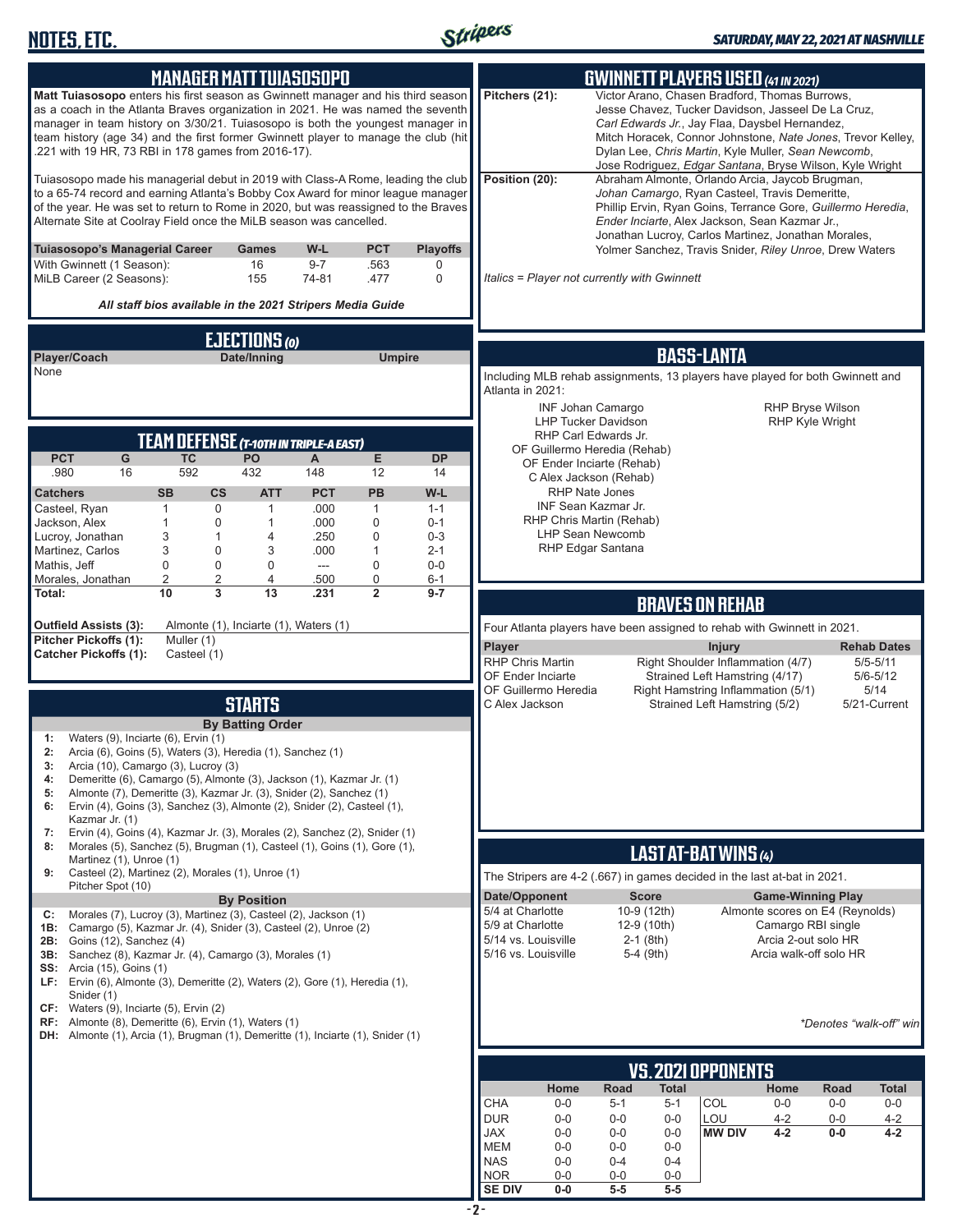## MANAGER MATT TUIASOSOPO

**Matt Tuiasosopo** enters his first season as Gwinnett manager and his third season as a coach in the Atlanta Braves organization in 2021. He was named the seventh manager in team history on 3/30/21. Tuiasosopo is both the youngest manager in team history (age 34) and the first former Gwinnett player to manage the club (hit .221 with 19 HR, 73 RBI in 178 games from 2016-17).

Tuiasosopo made his managerial debut in 2019 with Class-A Rome, leading the club to a 65-74 record and earning Atlanta's Bobby Cox Award for minor league manager of the year. He was set to return to Rome in 2020, but was reassigned to the Braves Alternate Site at Coolray Field once the MiLB season was cancelled.

| Tuiasosopo's Managerial Career | Games | W-L | PCT | Playoffs |
|---|---|---|---|---|
| With Gwinnett (1 Season): | 16 | 9-7 | .563 | 0 |
| MiLB Career (2 Seasons): | 155 | 74-81 | .477 | 0 |

*All staff bios available in the 2021 Stripers Media Guide*

## EJECTIONS (0)

| Player/Coach | Date/Inning | Umpire |
|---|---|---|
| None | | |

## TEAM DEFENSE (T-10TH IN TRIPLE-A EAST)

| PCT | G | TC | PO | A | E | DP |
|---|---|---|---|---|---|---|
| .980 | 16 | 592 | 432 | 148 | 12 | 14 |

| Catchers | SB | CS | ATT | PCT | PB | W-L |
|---|---|---|---|---|---|---|
| Casteel, Ryan | 1 | 0 | 1 | .000 | 1 | 1-1 |
| Jackson, Alex | 1 | 0 | 1 | .000 | 0 | 0-1 |
| Lucroy, Jonathan | 3 | 1 | 4 | .250 | 0 | 0-3 |
| Martinez, Carlos | 3 | 0 | 3 | .000 | 1 | 2-1 |
| Mathis, Jeff | 0 | 0 | 0 | --- | 0 | 0-0 |
| Morales, Jonathan | 2 | 2 | 4 | .500 | 0 | 6-1 |
| **Total:** | **10** | **3** | **13** | **.231** | **2** | **9-7** |

**Outfield Assists (3):** Almonte (1), Inciarte (1), Waters (1)
**Pitcher Pickoffs (1):** Muller (1)
**Catcher Pickoffs (1):** Casteel (1)

## STARTS

**By Batting Order**

1: Waters (9), Inciarte (6), Ervin (1)
2: Arcia (6), Goins (5), Waters (3), Heredia (1), Sanchez (1)
3: Arcia (10), Camargo (3), Lucroy (3)
4: Demeritte (6), Camargo (5), Almonte (3), Jackson (1), Kazmar Jr. (1)
5: Almonte (7), Demeritte (3), Kazmar Jr. (3), Snider (2), Sanchez (1)
6: Ervin (4), Goins (3), Sanchez (3), Almonte (2), Snider (2), Casteel (1), Kazmar Jr. (1)
7: Ervin (4), Goins (4), Kazmar Jr. (3), Morales (2), Sanchez (2), Snider (1)
8: Morales (5), Sanchez (5), Brugman (1), Casteel (1), Goins (1), Gore (1), Martinez (1), Unroe (1)
9: Casteel (2), Martinez (2), Morales (1), Unroe (1)
Pitcher Spot (10)

**By Position**

C: Morales (7), Lucroy (3), Martinez (3), Casteel (2), Jackson (1)
1B: Camargo (5), Kazmar Jr. (4), Snider (3), Casteel (2), Unroe (2)
2B: Goins (12), Sanchez (4)
3B: Sanchez (8), Kazmar Jr. (4), Camargo (3), Morales (1)
SS: Arcia (15), Goins (1)
LF: Ervin (6), Almonte (3), Demeritte (2), Waters (2), Gore (1), Heredia (1), Snider (1)
CF: Waters (9), Inciarte (5), Ervin (2)
RF: Almonte (8), Demeritte (6), Ervin (1), Waters (1)
DH: Almonte (1), Arcia (1), Brugman (1), Demeritte (1), Inciarte (1), Snider (1)

## GWINNETT PLAYERS USED (41 IN 2021)

**Pitchers (21):** Victor Arano, Chasen Bradford, Thomas Burrows, Jesse Chavez, Tucker Davidson, Jasseel De La Cruz, *Carl Edwards Jr.*, Jay Flaa, Daysbel Hernandez, Mitch Horacek, Connor Johnstone, *Nate Jones*, Trevor Kelley, Dylan Lee, *Chris Martin*, Kyle Muller, *Sean Newcomb*, Jose Rodriguez, *Edgar Santana*, Bryse Wilson, Kyle Wright

**Position (20):** Abraham Almonte, Orlando Arcia, Jaycob Brugman, *Johan Camargo*, Ryan Casteel, Travis Demeritte, Phillip Ervin, Ryan Goins, Terrance Gore, *Guillermo Heredia*, *Ender Inciarte*, Alex Jackson, Sean Kazmar Jr., Jonathan Lucroy, Carlos Martinez, Jonathan Morales, Yolmer Sanchez, Travis Snider, *Riley Unroe*, Drew Waters

*Italics = Player not currently with Gwinnett*

## BASS-LANTA

Including MLB rehab assignments, 13 players have played for both Gwinnett and Atlanta in 2021:

INF Johan Camargo
LHP Tucker Davidson
RHP Carl Edwards Jr.
OF Guillermo Heredia (Rehab)
OF Ender Inciarte (Rehab)
C Alex Jackson (Rehab)
RHP Nate Jones
INF Sean Kazmar Jr.
RHP Chris Martin (Rehab)
LHP Sean Newcomb
RHP Edgar Santana
RHP Bryse Wilson
RHP Kyle Wright

## BRAVES ON REHAB

Four Atlanta players have been assigned to rehab with Gwinnett in 2021.

| Player | Injury | Rehab Dates |
|---|---|---|
| RHP Chris Martin | Right Shoulder Inflammation (4/7) | 5/5-5/11 |
| OF Ender Inciarte | Strained Left Hamstring (4/17) | 5/6-5/12 |
| OF Guillermo Heredia | Right Hamstring Inflammation (5/1) | 5/14 |
| C Alex Jackson | Strained Left Hamstring (5/2) | 5/21-Current |

## LAST AT-BAT WINS (4)

The Stripers are 4-2 (.667) in games decided in the last at-bat in 2021.

| Date/Opponent | Score | Game-Winning Play |
|---|---|---|
| 5/4 at Charlotte | 10-9 (12th) | Almonte scores on E4 (Reynolds) |
| 5/9 at Charlotte | 12-9 (10th) | Camargo RBI single |
| 5/14 vs. Louisville | 2-1 (8th) | Arcia 2-out solo HR |
| 5/16 vs. Louisville | 5-4 (9th) | Arcia walk-off solo HR |

*\*Denotes "walk-off" win*

## VS. 2021 OPPONENTS

| | Home | Road | Total | | Home | Road | Total |
|---|---|---|---|---|---|---|---|
| CHA | 0-0 | 5-1 | 5-1 | COL | 0-0 | 0-0 | 0-0 |
| DUR | 0-0 | 0-0 | 0-0 | LOU | 4-2 | 0-0 | 4-2 |
| JAX | 0-0 | 0-0 | 0-0 | **MW DIV** | **4-2** | **0-0** | **4-2** |
| MEM | 0-0 | 0-0 | 0-0 | | | | |
| NAS | 0-0 | 0-4 | 0-4 | | | | |
| NOR | 0-0 | 0-0 | 0-0 | | | | |
| **SE DIV** | **0-0** | **5-5** | **5-5** | | | | |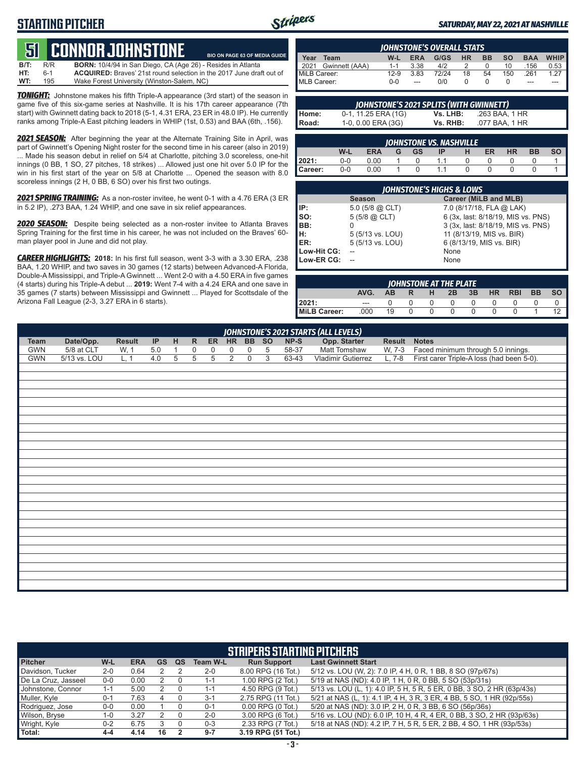# STARTING PITCHER

*SATURDAY, MAY 22, 2021 AT NASHVILLE*

## 51 CONNOR JOHNSTONE

BIO ON PAGE 63 OF MEDIA GUIDE

**B/T:** R/R **BORN:** 10/4/94 in San Diego, CA (Age 26) - Resides in Atlanta
**HT:** 6-1 **ACQUIRED:** Braves' 21st round selection in the 2017 June draft out of
**WT:** 195 Wake Forest University (Winston-Salem, NC)

***TONIGHT:*** Johnstone makes his fifth Triple-A appearance (3rd start) of the season in game five of this six-game series at Nashville. It is his 17th career appearance (7th start) with Gwinnett dating back to 2018 (5-1, 4.31 ERA, 23 ER in 48.0 IP). He currently ranks among Triple-A East pitching leaders in WHIP (1st, 0.53) and BAA (6th, .156).

***2021 SEASON:*** After beginning the year at the Alternate Training Site in April, was part of Gwinnett's Opening Night roster for the second time in his career (also in 2019) ... Made his season debut in relief on 5/4 at Charlotte, pitching 3.0 scoreless, one-hit innings (0 BB, 1 SO, 27 pitches, 18 strikes) ... Allowed just one hit over 5.0 IP for the win in his first start of the year on 5/8 at Charlotte ... Opened the season with 8.0 scoreless innings (2 H, 0 BB, 6 SO) over his first two outings.

***2021 SPRING TRAINING:*** As a non-roster invitee, he went 0-1 with a 4.76 ERA (3 ER in 5.2 IP), .273 BAA, 1.24 WHIP, and one save in six relief appearances.

***2020 SEASON:*** Despite being selected as a non-roster invitee to Atlanta Braves Spring Training for the first time in his career, he was not included on the Braves' 60-man player pool in June and did not play.

***CAREER HIGHLIGHTS:*** **2018:** In his first full season, went 3-3 with a 3.30 ERA, .238 BAA, 1.20 WHIP, and two saves in 30 games (12 starts) between Advanced-A Florida, Double-A Mississippi, and Triple-A Gwinnett ... Went 2-0 with a 4.50 ERA in five games (4 starts) during his Triple-A debut ... **2019:** Went 7-4 with a 4.24 ERA and one save in 35 games (7 starts) between Mississippi and Gwinnett ... Played for Scottsdale of the Arizona Fall League (2-3, 3.27 ERA in 6 starts).

### JOHNSTONE'S OVERALL STATS

| Year | Team | W-L | ERA | G/GS | HR | BB | SO | BAA | WHIP |
|---|---|---|---|---|---|---|---|---|---|
| 2021 | Gwinnett (AAA) | 1-1 | 3.38 | 4/2 | 2 | 0 | 10 | .156 | 0.53 |
| MiLB Career: | | 12-9 | 3.83 | 72/24 | 18 | 54 | 150 | .261 | 1.27 |
| MLB Career: | | 0-0 | --- | 0/0 | 0 | 0 | 0 | --- | --- |

### JOHNSTONE'S 2021 SPLITS (WITH GWINNETT)

| | | | |
|---|---|---|---|
| Home: | 0-1, 11.25 ERA (1G) | Vs. LHB: | .263 BAA, 1 HR |
| Road: | 1-0, 0.00 ERA (3G) | Vs. RHB: | .077 BAA, 1 HR |

### JOHNSTONE VS. NASHVILLE

| | W-L | ERA | G | GS | IP | H | ER | HR | BB | SO |
|---|---|---|---|---|---|---|---|---|---|---|
| 2021: | 0-0 | 0.00 | 1 | 0 | 1.1 | 0 | 0 | 0 | 0 | 1 |
| Career: | 0-0 | 0.00 | 1 | 0 | 1.1 | 0 | 0 | 0 | 0 | 1 |

### JOHNSTONE'S HIGHS & LOWS

| | Season | Career (MiLB and MLB) |
|---|---|---|
| IP: | 5.0 (5/8 @ CLT) | 7.0 (8/17/18, FLA @ LAK) |
| SO: | 5 (5/8 @ CLT) | 6 (3x, last: 8/18/19, MIS vs. PNS) |
| BB: | 0 | 3 (3x, last: 8/18/19, MIS vs. PNS) |
| H: | 5 (5/13 vs. LOU) | 11 (8/13/19, MIS vs. BIR) |
| ER: | 5 (5/13 vs. LOU) | 6 (8/13/19, MIS vs. BIR) |
| Low-Hit CG: | -- | None |
| Low-ER CG: | -- | None |

### JOHNSTONE AT THE PLATE

| | AVG. | AB | R | H | 2B | 3B | HR | RBI | BB | SO |
|---|---|---|---|---|---|---|---|---|---|---|
| 2021: | --- | 0 | 0 | 0 | 0 | 0 | 0 | 0 | 0 | 0 |
| MiLB Career: | .000 | 19 | 0 | 0 | 0 | 0 | 0 | 0 | 1 | 12 |

### JOHNSTONE'S 2021 STARTS (ALL LEVELS)

| Team | Date/Opp. | Result | IP | H | R | ER | HR | BB | SO | NP-S | Opp. Starter | Result | Notes |
|---|---|---|---|---|---|---|---|---|---|---|---|---|---|
| GWN | 5/8 at CLT | W, 1 | 5.0 | 1 | 0 | 0 | 0 | 0 | 5 | 58-37 | Matt Tomshaw | W, 7-3 | Faced minimum through 5.0 innings. |
| GWN | 5/13 vs. LOU | L, 1 | 4.0 | 5 | 5 | 5 | 2 | 0 | 3 | 63-43 | Vladimir Gutierrez | L, 7-8 | First carer Triple-A loss (had been 5-0). |

### STRIPERS STARTING PITCHERS

| Pitcher | W-L | ERA | GS | QS | Team W-L | Run Support | Last Gwinnett Start |
|---|---|---|---|---|---|---|---|
| Davidson, Tucker | 2-0 | 0.64 | 2 | 2 | 2-0 | 8.00 RPG (16 Tot.) | 5/12 vs. LOU (W, 2): 7.0 IP, 4 H, 0 R, 1 BB, 8 SO (97p/67s) |
| De La Cruz, Jasseel | 0-0 | 0.00 | 2 | 0 | 1-1 | 1.00 RPG (2 Tot.) | 5/19 at NAS (ND): 4.0 IP, 1 H, 0 R, 0 BB, 5 SO (53p/31s) |
| Johnstone, Connor | 1-1 | 5.00 | 2 | 0 | 1-1 | 4.50 RPG (9 Tot.) | 5/13 vs. LOU (L, 1): 4.0 IP, 5 H, 5 R, 5 ER, 0 BB, 3 SO, 2 HR (63p/43s) |
| Muller, Kyle | 0-1 | 7.63 | 4 | 0 | 3-1 | 2.75 RPG (11 Tot.) | 5/21 at NAS (L, 1): 4.1 IP, 4 H, 3 R, 3 ER, 4 BB, 5 SO, 1 HR (92p/55s) |
| Rodriguez, Jose | 0-0 | 0.00 | 1 | 0 | 0-1 | 0.00 RPG (0 Tot.) | 5/20 at NAS (ND): 3.0 IP, 2 H, 0 R, 3 BB, 6 SO (56p/36s) |
| Wilson, Bryse | 1-0 | 3.27 | 2 | 0 | 2-0 | 3.00 RPG (6 Tot.) | 5/16 vs. LOU (ND): 6.0 IP, 10 H, 4 R, 4 ER, 0 BB, 3 SO, 2 HR (93p/63s) |
| Wright, Kyle | 0-2 | 6.75 | 3 | 0 | 0-3 | 2.33 RPG (7 Tot.) | 5/18 at NAS (ND): 4.2 IP, 7 H, 5 R, 5 ER, 2 BB, 4 SO, 1 HR (93p/53s) |
| **Total:** | **4-4** | **4.14** | **16** | **2** | **9-7** | **3.19 RPG (51 Tot.)** | |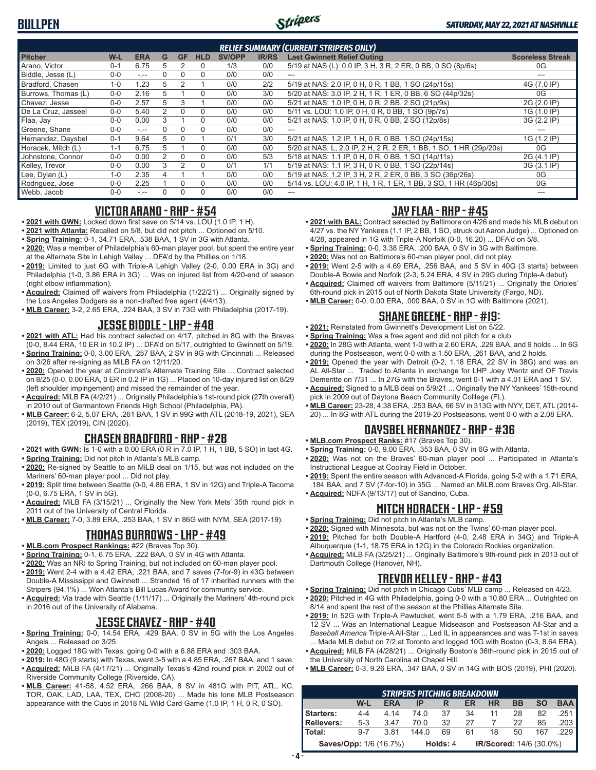## RELIEF SUMMARY (CURRENT STRIPERS ONLY)

| Pitcher | W-L | ERA | G | GF | HLD | SV/OPP | IR/RS | Last Gwinnett Relief Outing | Scoreless Streak |
|---|---|---|---|---|---|---|---|---|---|
| Arano, Victor | 0-1 | 6.75 | 5 | 2 | 0 | 1/3 | 0/0 | 5/19 at NAS (L): 0.0 IP, 3 H, 3 R, 2 ER, 0 BB, 0 SO (8p/6s) | 0G |
| Biddle, Jesse (L) | 0-0 | -.-- | 0 | 0 | 0 | 0/0 | 0/0 | --- | --- |
| Bradford, Chasen | 1-0 | 1.23 | 5 | 2 | 1 | 0/0 | 2/2 | 5/19 at NAS: 2.0 IP, 0 H, 0 R, 1 BB, 1 SO (24p/15s) | 4G (7.0 IP) |
| Burrows, Thomas (L) | 0-0 | 2.16 | 5 | 1 | 0 | 0/0 | 3/0 | 5/20 at NAS: 3.0 IP, 2 H, 1 R, 1 ER, 0 BB, 6 SO (44p/32s) | 0G |
| Chavez, Jesse | 0-0 | 2.57 | 5 | 3 | 1 | 0/0 | 0/0 | 5/21 at NAS: 1.0 IP, 0 H, 0 R, 2 BB, 2 SO (21p/9s) | 2G (2.0 IP) |
| De La Cruz, Jasseel | 0-0 | 5.40 | 2 | 0 | 0 | 0/0 | 0/0 | 5/11 vs. LOU: 1.0 IP, 0 H, 0 R, 0 BB, 1 SO (9p/7s) | 1G (1.0 IP) |
| Flaa, Jay | 0-0 | 0.00 | 3 | 1 | 0 | 0/0 | 0/0 | 5/21 at NAS: 1.0 IP, 0 H, 0 R, 0 BB, 2 SO (12p/8s) | 3G (2.2 IP) |
| Greene, Shane | 0-0 | -.-- | 0 | 0 | 0 | 0/0 | 0/0 | --- | --- |
| Hernandez, Daysbel | 0-1 | 9.64 | 5 | 0 | 1 | 0/1 | 3/0 | 5/21 at NAS: 1.2 IP, 1 H, 0 R, 0 BB, 1 SO (24p/15s) | 1G (1.2 IP) |
| Horacek, Mitch (L) | 1-1 | 6.75 | 5 | 1 | 0 | 0/0 | 0/0 | 5/20 at NAS: L, 2.0 IP, 2 H, 2 R, 2 ER, 1 BB, 1 SO, 1 HR (29p/20s) | 0G |
| Johnstone, Connor | 0-0 | 0.00 | 2 | 0 | 0 | 0/0 | 5/3 | 5/18 at NAS: 1.1 IP, 0 H, 0 R, 0 BB, 1 SO (14p/11s) | 2G (4.1 IP) |
| Kelley, Trevor | 0-0 | 0.00 | 3 | 2 | 0 | 0/1 | 1/1 | 5/19 at NAS: 1.1 IP, 3 H, 0 R, 0 BB, 1 SO (22p/14s) | 3G (3.1 IP) |
| Lee, Dylan (L) | 1-0 | 2.35 | 4 | 1 | 1 | 0/0 | 0/0 | 5/19 at NAS: 1.2 IP, 3 H, 2 R, 2 ER, 0 BB, 3 SO (36p/26s) | 0G |
| Rodriguez, Jose | 0-0 | 2.25 | 1 | 0 | 0 | 0/0 | 0/0 | 5/14 vs. LOU: 4.0 IP, 1 H, 1 R, 1 ER, 1 BB, 3 SO, 1 HR (46p/30s) | 0G |
| Webb, Jacob | 0-0 | -.-- | 0 | 0 | 0 | 0/0 | 0/0 | --- | --- |

## VICTOR ARANO - RHP - #54

- **2021 with GWN:** Locked down first save on 5/14 vs. LOU (1.0 IP, 1 H).
- **2021 with Atlanta:** Recalled on 5/8, but did not pitch ... Optioned on 5/10.
- **Spring Training:** 0-1, 34.71 ERA, .538 BAA, 1 SV in 3G with Atlanta.
- **2020:** Was a member of Philadelphia's 60-man player pool, but spent the entire year at the Alternate Site in Lehigh Valley ... DFA'd by the Phillies on 1/18.
- **2019:** Limited to just 6G with Triple-A Lehigh Valley (2-0, 0.00 ERA in 3G) and Philadelphia (1-0, 3.86 ERA in 3G) ... Was on injured list from 4/20-end of season (right elbow inflammation).
- **Acquired:** Claimed off waivers from Philadelphia (1/22/21) ... Originally signed by the Los Angeles Dodgers as a non-drafted free agent (4/4/13).
- **MLB Career:** 3-2, 2.65 ERA, .224 BAA, 3 SV in 73G with Philadelphia (2017-19).

## JESSE BIDDLE - LHP - #48

- **2021 with ATL:** Had his contract selected on 4/17, pitched in 8G with the Braves (0-0, 8.44 ERA, 10 ER in 10.2 IP) ... DFA'd on 5/17, outrighted to Gwinnett on 5/19.
- **Spring Training:** 0-0, 3.00 ERA, .257 BAA, 2 SV in 9G with Cincinnati ... Released on 3/26 after re-signing as MiLB FA on 12/11/20.
- **2020:** Opened the year at Cincinnati's Alternate Training Site ... Contract selected on 8/25 (0-0, 0.00 ERA, 0 ER in 0.2 IP in 1G) ... Placed on 10-day injured list on 8/29 (left shoulder impingement) and missed the remainder of the year.
- **Acquired:** MiLB FA (4/2/21) ... Originally Philadelphia's 1st-round pick (27th overall) in 2010 out of Germantown Friends High School (Philadelphia, PA).
- **MLB Career:** 6-2, 5.07 ERA, .261 BAA, 1 SV in 99G with ATL (2018-19, 2021), SEA (2019), TEX (2019), CIN (2020).

## CHASEN BRADFORD - RHP - #28

- **2021 with GWN:** Is 1-0 with a 0.00 ERA (0 R in 7.0 IP, 1 H, 1 BB, 5 SO) in last 4G.
- **Spring Training:** Did not pitch in Atlanta's MLB camp.
- **2020:** Re-signed by Seattle to an MiLB deal on 1/15, but was not included on the Mariners' 60-man player pool ... Did not play.
- **2019:** Split time between Seattle (0-0, 4.86 ERA, 1 SV in 12G) and Triple-A Tacoma (0-0, 6.75 ERA, 1 SV in 5G).
- **Acquired:** MiLB FA (3/15/21) ... Originally the New York Mets' 35th round pick in 2011 out of the University of Central Florida.
- **MLB Career:** 7-0, 3.89 ERA, .253 BAA, 1 SV in 86G with NYM, SEA (2017-19).

## THOMAS BURROWS - LHP - #49

- **MLB.com Prospect Rankings:** #22 (Braves Top 30).
- **Spring Training:** 0-1, 6.75 ERA, .222 BAA, 0 SV in 4G with Atlanta.
- **2020:** Was an NRI to Spring Training, but not included on 60-man player pool.
- **2019:** Went 2-4 with a 4.42 ERA, .221 BAA, and 7 saves (7-for-9) in 43G between Double-A Mississippi and Gwinnett ... Stranded 16 of 17 inherited runners with the Stripers (94.1%) ... Won Atlanta's Bill Lucas Award for community service.
- **Acquired:** Via trade with Seattle (1/11/17) ... Originally the Mariners' 4th-round pick in 2016 out of the University of Alabama.

## JESSE CHAVEZ - RHP - #40

- **Spring Training:** 0-0, 14.54 ERA, .429 BAA, 0 SV in 5G with the Los Angeles Angels ... Released on 3/25.
- **2020:** Logged 18G with Texas, going 0-0 with a 6.88 ERA and .303 BAA.
- **2019:** In 48G (9 starts) with Texas, went 3-5 with a 4.85 ERA, .267 BAA, and 1 save.
- **Acquired:** MiLB FA (4/17/21) ... Originally Texas's 42nd round pick in 2002 out of Riverside Community College (Riverside, CA).
- **MLB Career:** 41-58, 4.52 ERA, .266 BAA, 8 SV in 481G with PIT, ATL, KC, TOR, OAK, LAD, LAA, TEX, CHC (2008-20) ... Made his lone MLB Postseason appearance with the Cubs in 2018 NL Wild Card Game (1.0 IP, 1 H, 0 R, 0 SO).

## JAY FLAA - RHP - #45

- **2021 with BAL:** Contract selected by Baltimore on 4/26 and made his MLB debut on 4/27 vs. the NY Yankees (1.1 IP, 2 BB, 1 SO, struck out Aaron Judge) ... Optioned on 4/28, appeared in 1G with Triple-A Norfolk (0-0, 16.20) ... DFA'd on 5/8.
- **Spring Training:** 0-0, 3.38 ERA, .200 BAA, 0 SV in 3G with Baltimore.
- **2020:** Was not on Baltimore's 60-man player pool, did not play.
- **2019:** Went 2-5 with a 4.69 ERA, .256 BAA, and 5 SV in 40G (3 starts) between Double-A Bowie and Norfolk (2-3, 5.24 ERA, 4 SV in 29G during Triple-A debut).
- **Acquired:** Claimed off waivers from Baltimore (5/11/21) ... Originally the Orioles' 6th-round pick in 2015 out of North Dakota State University (Fargo, ND).
- **MLB Career:** 0-0, 0.00 ERA, .000 BAA, 0 SV in 1G with Baltimore (2021).

## SHANE GREENE - RHP - #19:

- **2021:** Reinstated from Gwinnett's Development List on 5/22.
- **Spring Training:** Was a free agent and did not pitch for a club
- **2020:** In 28G with Atlanta, went 1-0 with a 2.60 ERA, .229 BAA, and 9 holds ... In 6G during the Postseason, went 0-0 with a 1.50 ERA, .261 BAA, and 2 holds.
- **2019:** Opened the year with Detroit (0-2, 1.18 ERA, 22 SV in 38G) and was an AL All-Star ... Traded to Atlanta in exchange for LHP Joey Wentz and OF Travis Demeritte on 7/31 ... In 27G with the Braves, went 0-1 with a 4.01 ERA and 1 SV.
- **Acquired:** Signed to a MLB deal on 5/9/21 ... Originally the NY Yankees' 15th-round pick in 2009 out of Daytona Beach Community Colllege (FL).
- **MLB Career:** 23-28, 4.38 ERA, .253 BAA, 66 SV in 313G with NYY, DET, ATL (2014-20) ... In 8G with ATL during the 2019-20 Postseasons, went 0-0 with a 2.08 ERA.

## DAYSBEL HERNANDEZ - RHP - #36

- **MLB.com Prospect Ranks:** #17 (Braves Top 30).
- **Spring Training:** 0-0, 9.00 ERA, .353 BAA, 0 SV in 6G with Atlanta.
- **2020:** Was not on the Braves' 60-man player pool ... Participated in Atlanta's Instructional League at Coolray Field in October.
- **2019:** Spent the entire season with Advanced-A Florida, going 5-2 with a 1.71 ERA, .184 BAA, and 7 SV (7-for-10) in 35G ... Named an MiLB.com Braves Org. All-Star.
- **Acquired:** NDFA (9/13/17) out of Sandino, Cuba.

## MITCH HORACEK - LHP - #59

- **Spring Training:** Did not pitch in Atlanta's MLB camp.
- **2020:** Signed with Minnesota, but was not on the Twins' 60-man player pool.
- **2019:** Pitched for both Double-A Hartford (4-0, 2.48 ERA in 34G) and Triple-A Albuquerque (1-1, 18.75 ERA in 12G) in the Colorado Rockies organization.
- **Acquired:** MiLB FA (3/25/21) ... Originally Baltimore's 9th-round pick in 2013 out of Dartmouth College (Hanover, NH).

## TREVOR KELLEY - RHP - #43

- **Spring Training:** Did not pitch in Chicago Cubs' MLB camp ... Released on 4/23.
- **2020:** Pitched in 4G with Philadelphia, going 0-0 with a 10.80 ERA ... Outrighted on 8/14 and spent the rest of the season at the Phillies Alternate Site.
- **2019:** In 52G with Triple-A Pawtucket, went 5-5 with a 1.79 ERA, .216 BAA, and 12 SV ... Was an International League Midseason and Postseason All-Star and a *Baseball America* Triple-A All-Star ... Led IL in appearances and was T-1st in saves ... Made MLB debut on 7/2 at Toronto and logged 10G with Boston (0-3, 8.64 ERA).
- **Acquired:** MiLB FA (4/28/21) ... Originally Boston's 36th-round pick in 2015 out of the University of North Carolina at Chapel Hill.
- **MLB Career:** 0-3, 9.26 ERA, .347 BAA, 0 SV in 14G with BOS (2019), PHI (2020).

## STRIPERS PITCHING BREAKDOWN

| | W-L | ERA | IP | R | ER | HR | BB | SO | BAA |
|---|---|---|---|---|---|---|---|---|---|
| Starters: | 4-4 | 4.14 | 74.0 | 37 | 34 | 11 | 28 | 82 | .251 |
| Relievers: | 5-3 | 3.47 | 70.0 | 32 | 27 | 7 | 22 | 85 | .203 |
| Total: | 9-7 | 3.81 | 144.0 | 69 | 61 | 18 | 50 | 167 | .229 |

**Saves/Opp:** 1/6 (16.7%) **Holds:** 4 **IR/Scored:** 14/6 (30.0%)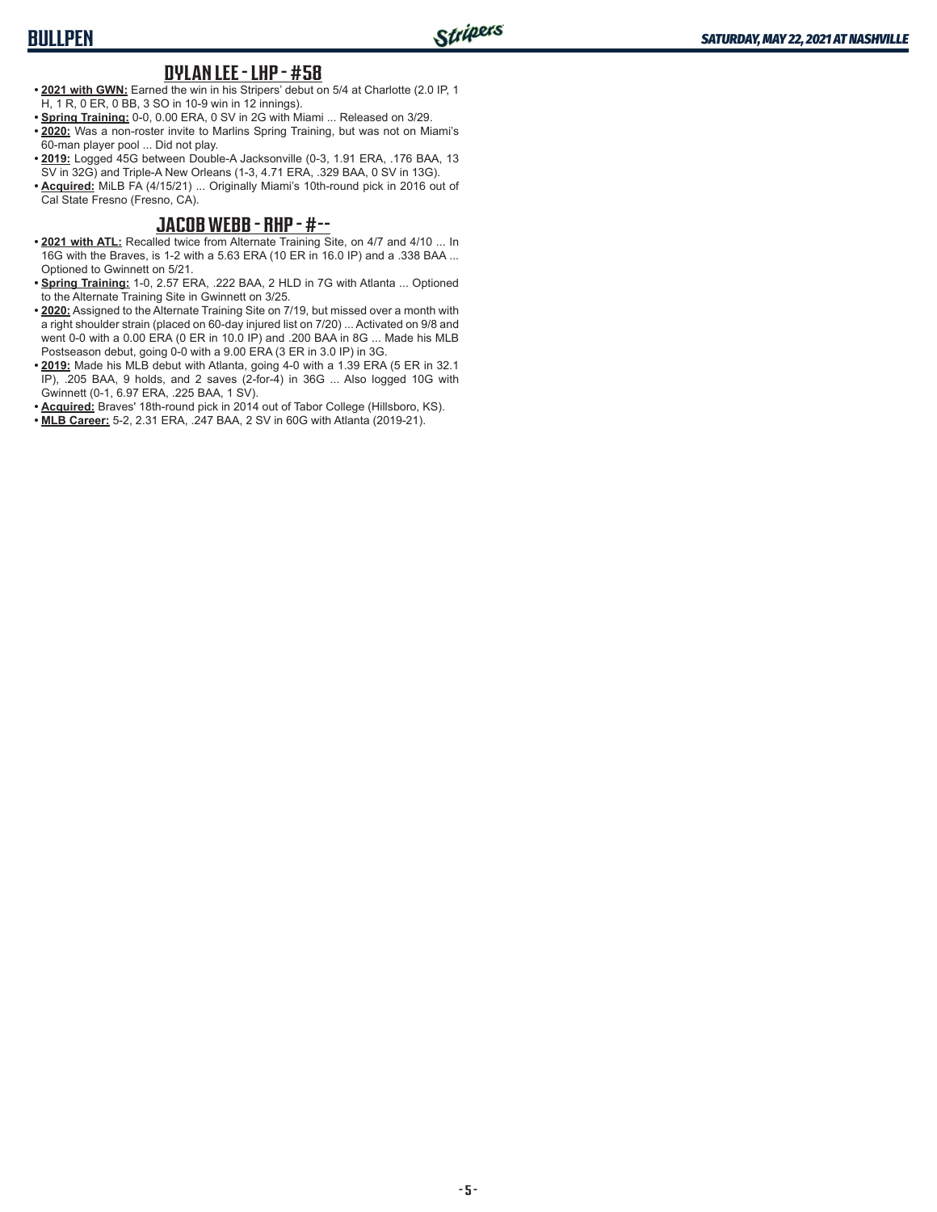## DYLAN LEE - LHP - #58

- **2021 with GWN:** Earned the win in his Stripers' debut on 5/4 at Charlotte (2.0 IP, 1 H, 1 R, 0 ER, 0 BB, 3 SO in 10-9 win in 12 innings).
- **Spring Training:** 0-0, 0.00 ERA, 0 SV in 2G with Miami ... Released on 3/29.
- **2020:** Was a non-roster invite to Marlins Spring Training, but was not on Miami's 60-man player pool ... Did not play.
- **2019:** Logged 45G between Double-A Jacksonville (0-3, 1.91 ERA, .176 BAA, 13 SV in 32G) and Triple-A New Orleans (1-3, 4.71 ERA, .329 BAA, 0 SV in 13G).
- **Acquired:** MiLB FA (4/15/21) ... Originally Miami's 10th-round pick in 2016 out of Cal State Fresno (Fresno, CA).

## JACOB WEBB - RHP - #--

- **2021 with ATL:** Recalled twice from Alternate Training Site, on 4/7 and 4/10 ... In 16G with the Braves, is 1-2 with a 5.63 ERA (10 ER in 16.0 IP) and a .338 BAA ... Optioned to Gwinnett on 5/21.
- **Spring Training:** 1-0, 2.57 ERA, .222 BAA, 2 HLD in 7G with Atlanta ... Optioned to the Alternate Training Site in Gwinnett on 3/25.
- **2020:** Assigned to the Alternate Training Site on 7/19, but missed over a month with a right shoulder strain (placed on 60-day injured list on 7/20) ... Activated on 9/8 and went 0-0 with a 0.00 ERA (0 ER in 10.0 IP) and .200 BAA in 8G ... Made his MLB Postseason debut, going 0-0 with a 9.00 ERA (3 ER in 3.0 IP) in 3G.
- **2019:** Made his MLB debut with Atlanta, going 4-0 with a 1.39 ERA (5 ER in 32.1 IP), .205 BAA, 9 holds, and 2 saves (2-for-4) in 36G ... Also logged 10G with Gwinnett (0-1, 6.97 ERA, .225 BAA, 1 SV).
- **Acquired:** Braves' 18th-round pick in 2014 out of Tabor College (Hillsboro, KS).
- **MLB Career:** 5-2, 2.31 ERA, .247 BAA, 2 SV in 60G with Atlanta (2019-21).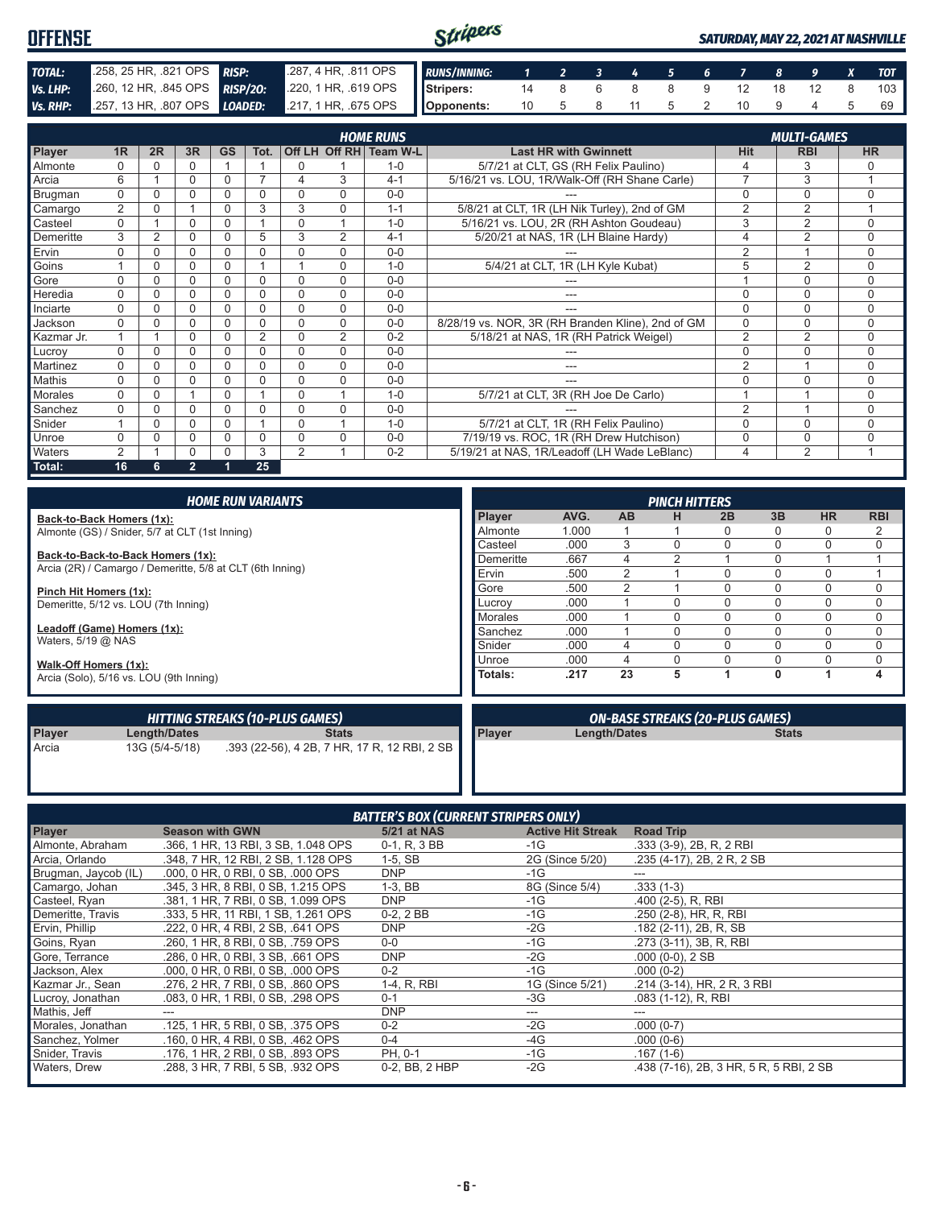# OFFENSE

*SATURDAY, MAY 22, 2021 AT NASHVILLE*

| | | | |
|---|---|---|---|
| **TOTAL:** | .258, 25 HR, .821 OPS | **RISP:** | .287, 4 HR, .811 OPS |
| **Vs. LHP:** | .260, 12 HR, .845 OPS | **RISP/2O:** | .220, 1 HR, .619 OPS |
| **Vs. RHP:** | .257, 13 HR, .807 OPS | **LOADED:** | .217, 1 HR, .675 OPS |

| RUNS/INNING: | 1 | 2 | 3 | 4 | 5 | 6 | 7 | 8 | 9 | X | TOT |
|---|---|---|---|---|---|---|---|---|---|---|---|
| Stripers: | 14 | 8 | 6 | 8 | 8 | 9 | 12 | 18 | 12 | 8 | 103 |
| Opponents: | 10 | 5 | 8 | 11 | 5 | 2 | 10 | 9 | 4 | 5 | 69 |

## HOME RUNS / MULTI-GAMES

| Player | 1R | 2R | 3R | GS | Tot. | Off LH | Off RH | Team W-L | Last HR with Gwinnett | Hit | RBI | HR |
|---|---|---|---|---|---|---|---|---|---|---|---|---|
| Almonte | 0 | 0 | 0 | 1 | 1 | 0 | 1 | 1-0 | 5/7/21 at CLT, GS (RH Felix Paulino) | 4 | 3 | 0 |
| Arcia | 6 | 1 | 0 | 0 | 7 | 4 | 3 | 4-1 | 5/16/21 vs. LOU, 1R/Walk-Off (RH Shane Carle) | 7 | 3 | 1 |
| Brugman | 0 | 0 | 0 | 0 | 0 | 0 | 0 | 0-0 | --- | 0 | 0 | 0 |
| Camargo | 2 | 0 | 1 | 0 | 3 | 3 | 0 | 1-1 | 5/8/21 at CLT, 1R (LH Nik Turley), 2nd of GM | 2 | 2 | 1 |
| Casteel | 0 | 1 | 0 | 0 | 1 | 0 | 1 | 1-0 | 5/16/21 vs. LOU, 2R (RH Ashton Goudeau) | 3 | 2 | 0 |
| Demeritte | 3 | 2 | 0 | 0 | 5 | 3 | 2 | 4-1 | 5/20/21 at NAS, 1R (LH Blaine Hardy) | 4 | 2 | 0 |
| Ervin | 0 | 0 | 0 | 0 | 0 | 0 | 0 | 0-0 | --- | 2 | 1 | 0 |
| Goins | 1 | 0 | 0 | 0 | 1 | 1 | 0 | 1-0 | 5/4/21 at CLT, 1R (LH Kyle Kubat) | 5 | 2 | 0 |
| Gore | 0 | 0 | 0 | 0 | 0 | 0 | 0 | 0-0 | --- | 1 | 0 | 0 |
| Heredia | 0 | 0 | 0 | 0 | 0 | 0 | 0 | 0-0 | --- | 0 | 0 | 0 |
| Inciarte | 0 | 0 | 0 | 0 | 0 | 0 | 0 | 0-0 | --- | 0 | 0 | 0 |
| Jackson | 0 | 0 | 0 | 0 | 0 | 0 | 0 | 0-0 | 8/28/19 vs. NOR, 3R (RH Branden Kline), 2nd of GM | 0 | 0 | 0 |
| Kazmar Jr. | 1 | 1 | 0 | 0 | 2 | 0 | 2 | 0-2 | 5/18/21 at NAS, 1R (RH Patrick Weigel) | 2 | 2 | 0 |
| Lucroy | 0 | 0 | 0 | 0 | 0 | 0 | 0 | 0-0 | --- | 0 | 0 | 0 |
| Martinez | 0 | 0 | 0 | 0 | 0 | 0 | 0 | 0-0 | --- | 2 | 1 | 0 |
| Mathis | 0 | 0 | 0 | 0 | 0 | 0 | 0 | 0-0 | --- | 0 | 0 | 0 |
| Morales | 0 | 0 | 1 | 0 | 1 | 0 | 1 | 1-0 | 5/7/21 at CLT, 3R (RH Joe De Carlo) | 1 | 1 | 0 |
| Sanchez | 0 | 0 | 0 | 0 | 0 | 0 | 0 | 0-0 | --- | 2 | 1 | 0 |
| Snider | 1 | 0 | 0 | 0 | 1 | 0 | 1 | 1-0 | 5/7/21 at CLT, 1R (RH Felix Paulino) | 0 | 0 | 0 |
| Unroe | 0 | 0 | 0 | 0 | 0 | 0 | 0 | 0-0 | 7/19/19 vs. ROC, 1R (RH Drew Hutchison) | 0 | 0 | 0 |
| Waters | 2 | 1 | 0 | 0 | 3 | 2 | 1 | 0-2 | 5/19/21 at NAS, 1R/Leadoff (LH Wade LeBlanc) | 4 | 2 | 1 |
| **Total:** | **16** | **6** | **2** | **1** | **25** | | | | | | | |

## HOME RUN VARIANTS

**Back-to-Back Homers (1x):**
Almonte (GS) / Snider, 5/7 at CLT (1st Inning)

**Back-to-Back-to-Back Homers (1x):**
Arcia (2R) / Camargo / Demeritte, 5/8 at CLT (6th Inning)

**Pinch Hit Homers (1x):**
Demeritte, 5/12 vs. LOU (7th Inning)

**Leadoff (Game) Homers (1x):**
Waters, 5/19 @ NAS

**Walk-Off Homers (1x):**
Arcia (Solo), 5/16 vs. LOU (9th Inning)

## PINCH HITTERS

| Player | AVG. | AB | H | 2B | 3B | HR | RBI |
|---|---|---|---|---|---|---|---|
| Almonte | 1.000 | 1 | 1 | 0 | 0 | 0 | 2 |
| Casteel | .000 | 3 | 0 | 0 | 0 | 0 | 0 |
| Demeritte | .667 | 4 | 2 | 1 | 0 | 1 | 1 |
| Ervin | .500 | 2 | 1 | 0 | 0 | 0 | 1 |
| Gore | .500 | 2 | 1 | 0 | 0 | 0 | 0 |
| Lucroy | .000 | 1 | 0 | 0 | 0 | 0 | 0 |
| Morales | .000 | 1 | 0 | 0 | 0 | 0 | 0 |
| Sanchez | .000 | 1 | 0 | 0 | 0 | 0 | 0 |
| Snider | .000 | 4 | 0 | 0 | 0 | 0 | 0 |
| Unroe | .000 | 4 | 0 | 0 | 0 | 0 | 0 |
| **Totals:** | **.217** | **23** | **5** | **1** | **0** | **1** | **4** |

## HITTING STREAKS (10-PLUS GAMES)

| Player | Length/Dates | Stats |
|---|---|---|
| Arcia | 13G (5/4-5/18) | .393 (22-56), 4 2B, 7 HR, 17 R, 12 RBI, 2 SB |

## ON-BASE STREAKS (20-PLUS GAMES)

| Player | Length/Dates | Stats |
|---|---|---|

## BATTER'S BOX (CURRENT STRIPERS ONLY)

| Player | Season with GWN | 5/21 at NAS | Active Hit Streak | Road Trip |
|---|---|---|---|---|
| Almonte, Abraham | .366, 1 HR, 13 RBI, 3 SB, 1.048 OPS | 0-1, R, 3 BB | -1G | .333 (3-9), 2B, R, 2 RBI |
| Arcia, Orlando | .348, 7 HR, 12 RBI, 2 SB, 1.128 OPS | 1-5, SB | 2G (Since 5/20) | .235 (4-17), 2B, 2 R, 2 SB |
| Brugman, Jaycob (IL) | .000, 0 HR, 0 RBI, 0 SB, .000 OPS | DNP | -1G | --- |
| Camargo, Johan | .345, 3 HR, 8 RBI, 0 SB, 1.215 OPS | 1-3, BB | 8G (Since 5/4) | .333 (1-3) |
| Casteel, Ryan | .381, 1 HR, 7 RBI, 0 SB, 1.099 OPS | DNP | -1G | .400 (2-5), R, RBI |
| Demeritte, Travis | .333, 5 HR, 11 RBI, 1 SB, 1.261 OPS | 0-2, 2 BB | -1G | .250 (2-8), HR, R, RBI |
| Ervin, Phillip | .222, 0 HR, 4 RBI, 2 SB, .641 OPS | DNP | -2G | .182 (2-11), 2B, R, SB |
| Goins, Ryan | .260, 1 HR, 8 RBI, 0 SB, .759 OPS | 0-0 | -1G | .273 (3-11), 3B, R, RBI |
| Gore, Terrance | .286, 0 HR, 0 RBI, 3 SB, .661 OPS | DNP | -2G | .000 (0-0), 2 SB |
| Jackson, Alex | .000, 0 HR, 0 RBI, 0 SB, .000 OPS | 0-2 | -1G | .000 (0-2) |
| Kazmar Jr., Sean | .276, 2 HR, 7 RBI, 0 SB, .860 OPS | 1-4, R, RBI | 1G (Since 5/21) | .214 (3-14), HR, 2 R, 3 RBI |
| Lucroy, Jonathan | .083, 0 HR, 1 RBI, 0 SB, .298 OPS | 0-1 | -3G | .083 (1-12), R, RBI |
| Mathis, Jeff | --- | DNP | --- | --- |
| Morales, Jonathan | .125, 1 HR, 5 RBI, 0 SB, .375 OPS | 0-2 | -2G | .000 (0-7) |
| Sanchez, Yolmer | .160, 0 HR, 4 RBI, 0 SB, .462 OPS | 0-4 | -4G | .000 (0-6) |
| Snider, Travis | .176, 1 HR, 2 RBI, 0 SB, .893 OPS | PH, 0-1 | -1G | .167 (1-6) |
| Waters, Drew | .288, 3 HR, 7 RBI, 5 SB, .932 OPS | 0-2, BB, 2 HBP | -2G | .438 (7-16), 2B, 3 HR, 5 R, 5 RBI, 2 SB |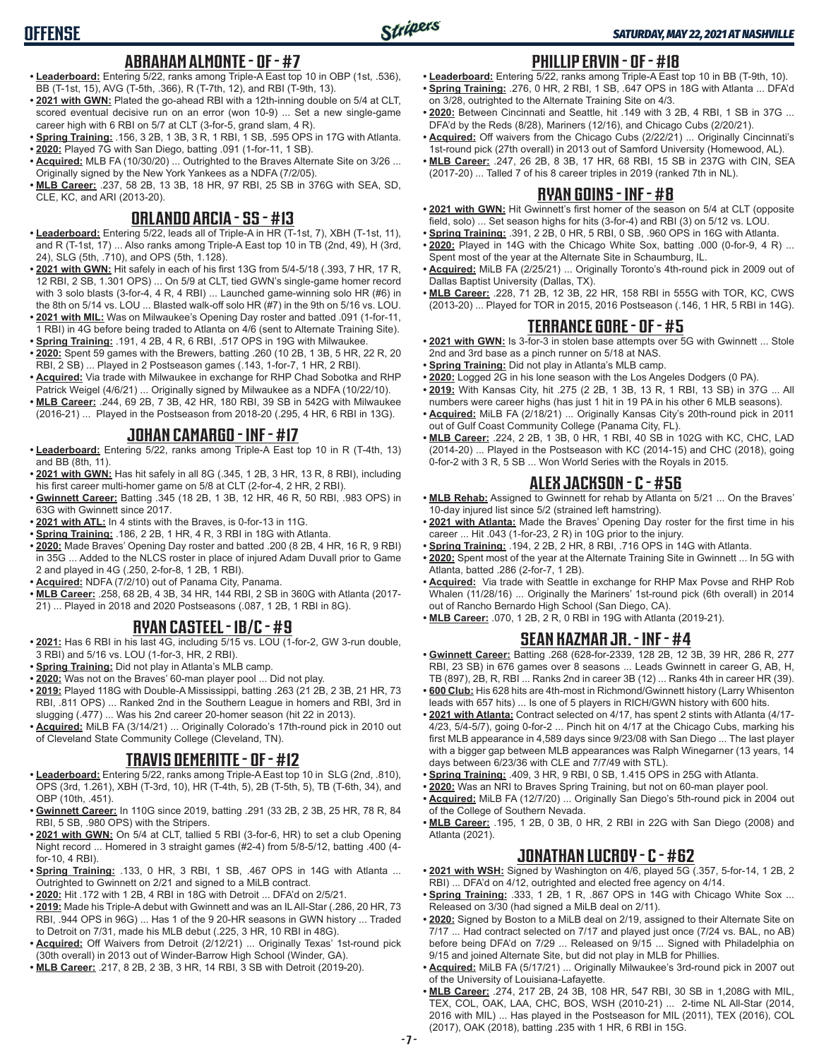## OFFENSE

### ABRAHAM ALMONTE - OF - #7

- **Leaderboard:** Entering 5/22, ranks among Triple-A East top 10 in OBP (1st, .536), BB (T-1st, 15), AVG (T-5th, .366), R (T-7th, 12), and RBI (T-9th, 13).
- **2021 with GWN:** Plated the go-ahead RBI with a 12th-inning double on 5/4 at CLT, scored eventual decisive run on an error (won 10-9) ... Set a new single-game career high with 6 RBI on 5/7 at CLT (3-for-5, grand slam, 4 R).
- **Spring Training:** .156, 3 2B, 1 3B, 3 R, 1 RBI, 1 SB, .595 OPS in 17G with Atlanta.
- **2020:** Played 7G with San Diego, batting .091 (1-for-11, 1 SB).
- **Acquired:** MLB FA (10/30/20) ... Outrighted to the Braves Alternate Site on 3/26 ... Originally signed by the New York Yankees as a NDFA (7/2/05).
- **MLB Career:** .237, 58 2B, 13 3B, 18 HR, 97 RBI, 25 SB in 376G with SEA, SD, CLE, KC, and ARI (2013-20).

### ORLANDO ARCIA - SS - #13

- **Leaderboard:** Entering 5/22, leads all of Triple-A in HR (T-1st, 7), XBH (T-1st, 11), and R (T-1st, 17) ... Also ranks among Triple-A East top 10 in TB (2nd, 49), H (3rd, 24), SLG (5th, .710), and OPS (5th, 1.128).
- **2021 with GWN:** Hit safely in each of his first 13G from 5/4-5/18 (.393, 7 HR, 17 R, 12 RBI, 2 SB, 1.301 OPS) ... On 5/9 at CLT, tied GWN's single-game homer record with 3 solo blasts (3-for-4, 4 R, 4 RBI) ... Launched game-winning solo HR (#6) in the 8th on 5/14 vs. LOU ... Blasted walk-off solo HR (#7) in the 9th on 5/16 vs. LOU.
- **2021 with MIL:** Was on Milwaukee's Opening Day roster and batted .091 (1-for-11, 1 RBI) in 4G before being traded to Atlanta on 4/6 (sent to Alternate Training Site).
- **Spring Training:** .191, 4 2B, 4 R, 6 RBI, .517 OPS in 19G with Milwaukee.
- **2020:** Spent 59 games with the Brewers, batting .260 (10 2B, 1 3B, 5 HR, 22 R, 20 RBI, 2 SB) ... Played in 2 Postseason games (.143, 1-for-7, 1 HR, 2 RBI).
- **Acquired:** Via trade with Milwaukee in exchange for RHP Chad Sobotka and RHP Patrick Weigel (4/6/21) ... Originally signed by Milwaukee as a NDFA (10/22/10).
- **MLB Career:** .244, 69 2B, 7 3B, 42 HR, 180 RBI, 39 SB in 542G with Milwaukee (2016-21) ... Played in the Postseason from 2018-20 (.295, 4 HR, 6 RBI in 13G).

### JOHAN CAMARGO - INF - #17

- **Leaderboard:** Entering 5/22, ranks among Triple-A East top 10 in R (T-4th, 13) and BB (8th, 11).
- **2021 with GWN:** Has hit safely in all 8G (.345, 1 2B, 3 HR, 13 R, 8 RBI), including his first career multi-homer game on 5/8 at CLT (2-for-4, 2 HR, 2 RBI).
- **Gwinnett Career:** Batting .345 (18 2B, 1 3B, 12 HR, 46 R, 50 RBI, .983 OPS) in 63G with Gwinnett since 2017.
- **2021 with ATL:** In 4 stints with the Braves, is 0-for-13 in 11G.
- **Spring Training:** .186, 2 2B, 1 HR, 4 R, 3 RBI in 18G with Atlanta.
- **2020:** Made Braves' Opening Day roster and batted .200 (8 2B, 4 HR, 16 R, 9 RBI) in 35G ... Added to the NLCS roster in place of injured Adam Duvall prior to Game 2 and played in 4G (.250, 2-for-8, 1 2B, 1 RBI).
- **Acquired:** NDFA (7/2/10) out of Panama City, Panama.
- **MLB Career:** .258, 68 2B, 4 3B, 34 HR, 144 RBI, 2 SB in 360G with Atlanta (2017-21) ... Played in 2018 and 2020 Postseasons (.087, 1 2B, 1 RBI in 8G).

### RYAN CASTEEL - 1B/C - #9

- **2021:** Has 6 RBI in his last 4G, including 5/15 vs. LOU (1-for-2, GW 3-run double, 3 RBI) and 5/16 vs. LOU (1-for-3, HR, 2 RBI).
- **Spring Training:** Did not play in Atlanta's MLB camp.
- **2020:** Was not on the Braves' 60-man player pool ... Did not play.
- **2019:** Played 118G with Double-A Mississippi, batting .263 (21 2B, 2 3B, 21 HR, 73 RBI, .811 OPS) ... Ranked 2nd in the Southern League in homers and RBI, 3rd in slugging (.477) ... Was his 2nd career 20-homer season (hit 22 in 2013).
- **Acquired:** MiLB FA (3/14/21) ... Originally Colorado's 17th-round pick in 2010 out of Cleveland State Community College (Cleveland, TN).

### TRAVIS DEMERITTE - OF - #12

- **Leaderboard:** Entering 5/22, ranks among Triple-A East top 10 in SLG (2nd, .810), OPS (3rd, 1.261), XBH (T-3rd, 10), HR (T-4th, 5), 2B (T-5th, 5), TB (T-6th, 34), and OBP (10th, .451).
- **Gwinnett Career:** In 110G since 2019, batting .291 (33 2B, 2 3B, 25 HR, 78 R, 84 RBI, 5 SB, .980 OPS) with the Stripers.
- **2021 with GWN:** On 5/4 at CLT, tallied 5 RBI (3-for-6, HR) to set a club Opening Night record ... Homered in 3 straight games (#2-4) from 5/8-5/12, batting .400 (4-for-10, 4 RBI).
- **Spring Training:** .133, 0 HR, 3 RBI, 1 SB, .467 OPS in 14G with Atlanta ... Outrighted to Gwinnett on 2/21 and signed to a MiLB contract.
- **2020:** Hit .172 with 1 2B, 4 RBI in 18G with Detroit ... DFA'd on 2/5/21.
- **2019:** Made his Triple-A debut with Gwinnett and was an IL All-Star (.286, 20 HR, 73 RBI, .944 OPS in 96G) ... Has 1 of the 9 20-HR seasons in GWN history ... Traded to Detroit on 7/31, made his MLB debut (.225, 3 HR, 10 RBI in 48G).
- **Acquired:** Off Waivers from Detroit (2/12/21) ... Originally Texas' 1st-round pick (30th overall) in 2013 out of Winder-Barrow High School (Winder, GA).
- **MLB Career:** .217, 8 2B, 2 3B, 3 HR, 14 RBI, 3 SB with Detroit (2019-20).

### PHILLIP ERVIN - OF - #18

- **Leaderboard:** Entering 5/22, ranks among Triple-A East top 10 in BB (T-9th, 10).
- **Spring Training:** .276, 0 HR, 2 RBI, 1 SB, .647 OPS in 18G with Atlanta ... DFA'd on 3/28, outrighted to the Alternate Training Site on 4/3.
- **2020:** Between Cincinnati and Seattle, hit .149 with 3 2B, 4 RBI, 1 SB in 37G ... DFA'd by the Reds (8/28), Mariners (12/16), and Chicago Cubs (2/20/21).
- **Acquired:** Off waivers from the Chicago Cubs (2/22/21) ... Originally Cincinnati's 1st-round pick (27th overall) in 2013 out of Samford University (Homewood, AL).
- **MLB Career:** .247, 26 2B, 8 3B, 17 HR, 68 RBI, 15 SB in 237G with CIN, SEA (2017-20) ... Talled 7 of his 8 career triples in 2019 (ranked 7th in NL).

### RYAN GOINS - INF - #8

- **2021 with GWN:** Hit Gwinnett's first homer of the season on 5/4 at CLT (opposite field, solo) ... Set season highs for hits (3-for-4) and RBI (3) on 5/12 vs. LOU.
- **Spring Training:** .391, 2 2B, 0 HR, 5 RBI, 0 SB, .960 OPS in 16G with Atlanta.
- **2020:** Played in 14G with the Chicago White Sox, batting .000 (0-for-9, 4 R) ... Spent most of the year at the Alternate Site in Schaumburg, IL.
- **Acquired:** MiLB FA (2/25/21) ... Originally Toronto's 4th-round pick in 2009 out of Dallas Baptist University (Dallas, TX).
- **MLB Career:** .228, 71 2B, 12 3B, 22 HR, 158 RBI in 555G with TOR, KC, CWS (2013-20) ... Played for TOR in 2015, 2016 Postseason (.146, 1 HR, 5 RBI in 14G).

### TERRANCE GORE - OF - #5

- **2021 with GWN:** Is 3-for-3 in stolen base attempts over 5G with Gwinnett ... Stole 2nd and 3rd base as a pinch runner on 5/18 at NAS.
- **Spring Training:** Did not play in Atlanta's MLB camp.
- **2020:** Logged 2G in his lone season with the Los Angeles Dodgers (0 PA).
- **2019:** With Kansas City, hit .275 (2 2B, 1 3B, 13 R, 1 RBI, 13 SB) in 37G ... All numbers were career highs (has just 1 hit in 19 PA in his other 6 MLB seasons).
- **Acquired:** MiLB FA (2/18/21) ... Originally Kansas City's 20th-round pick in 2011 out of Gulf Coast Community College (Panama City, FL).
- **MLB Career:** .224, 2 2B, 1 3B, 0 HR, 1 RBI, 40 SB in 102G with KC, CHC, LAD (2014-20) ... Played in the Postseason with KC (2014-15) and CHC (2018), going 0-for-2 with 3 R, 5 SB ... Won World Series with the Royals in 2015.

### ALEX JACKSON - C - #56

- **MLB Rehab:** Assigned to Gwinnett for rehab by Atlanta on 5/21 ... On the Braves' 10-day injured list since 5/2 (strained left hamstring).
- **2021 with Atlanta:** Made the Braves' Opening Day roster for the first time in his career ... Hit .043 (1-for-23, 2 R) in 10G prior to the injury.
- **Spring Training:** .194, 2 2B, 2 HR, 8 RBI, .716 OPS in 14G with Atlanta.
- **2020:** Spent most of the year at the Alternate Training Site in Gwinnett ... In 5G with Atlanta, batted .286 (2-for-7, 1 2B).
- **Acquired:** Via trade with Seattle in exchange for RHP Max Povse and RHP Rob Whalen (11/28/16) ... Originally the Mariners' 1st-round pick (6th overall) in 2014 out of Rancho Bernardo High School (San Diego, CA).
- **MLB Career:** .070, 1 2B, 2 R, 0 RBI in 19G with Atlanta (2019-21).

### SEAN KAZMAR JR. - INF - #4

- **Gwinnett Career:** Batting .268 (628-for-2339, 128 2B, 12 3B, 39 HR, 286 R, 277 RBI, 23 SB) in 676 games over 8 seasons ... Leads Gwinnett in career G, AB, H, TB (897), 2B, R, RBI ... Ranks 2nd in career 3B (12) ... Ranks 4th in career HR (39).
- **600 Club:** His 628 hits are 4th-most in Richmond/Gwinnett history (Larry Whisenton leads with 657 hits) ... Is one of 5 players in RICH/GWN history with 600 hits.
- **2021 with Atlanta:** Contract selected on 4/17, has spent 2 stints with Atlanta (4/17-4/23, 5/4-5/7), going 0-for-2 ... Pinch hit on 4/17 at the Chicago Cubs, marking his first MLB appearance in 4,589 days since 9/23/08 with San Diego ... The last player with a bigger gap between MLB appearances was Ralph Winegarner (13 years, 14 days between 6/23/36 with CLE and 7/7/49 with STL).
- **Spring Training:** .409, 3 HR, 9 RBI, 0 SB, 1.415 OPS in 25G with Atlanta.
- **2020:** Was an NRI to Braves Spring Training, but not on 60-man player pool.
- **Acquired:** MiLB FA (12/7/20) ... Originally San Diego's 5th-round pick in 2004 out of the College of Southern Nevada.
- **MLB Career:** .195, 1 2B, 0 3B, 0 HR, 2 RBI in 22G with San Diego (2008) and Atlanta (2021).

### JONATHAN LUCROY - C - #62

- **2021 with WSH:** Signed by Washington on 4/6, played 5G (.357, 5-for-14, 1 2B, 2 RBI) ... DFA'd on 4/12, outrighted and elected free agency on 4/14.
- **Spring Training:** .333, 1 2B, 1 R, .867 OPS in 14G with Chicago White Sox ... Released on 3/30 (had signed a MiLB deal on 2/11).
- **2020:** Signed by Boston to a MiLB deal on 2/19, assigned to their Alternate Site on 7/17 ... Had contract selected on 7/17 and played just once (7/24 vs. BAL, no AB) before being DFA'd on 7/29 ... Released on 9/15 ... Signed with Philadelphia on 9/15 and joined Alternate Site, but did not play in MLB for Phillies.
- **Acquired:** MiLB FA (5/17/21) ... Originally Milwaukee's 3rd-round pick in 2007 out of the University of Louisiana-Lafayette.
- **MLB Career:** .274, 217 2B, 24 3B, 108 HR, 547 RBI, 30 SB in 1,208G with MIL, TEX, COL, OAK, LAA, CHC, BOS, WSH (2010-21) ... 2-time NL All-Star (2014, 2016 with MIL) ... Has played in the Postseason for MIL (2011), TEX (2016), COL (2017), OAK (2018), batting .235 with 1 HR, 6 RBI in 15G.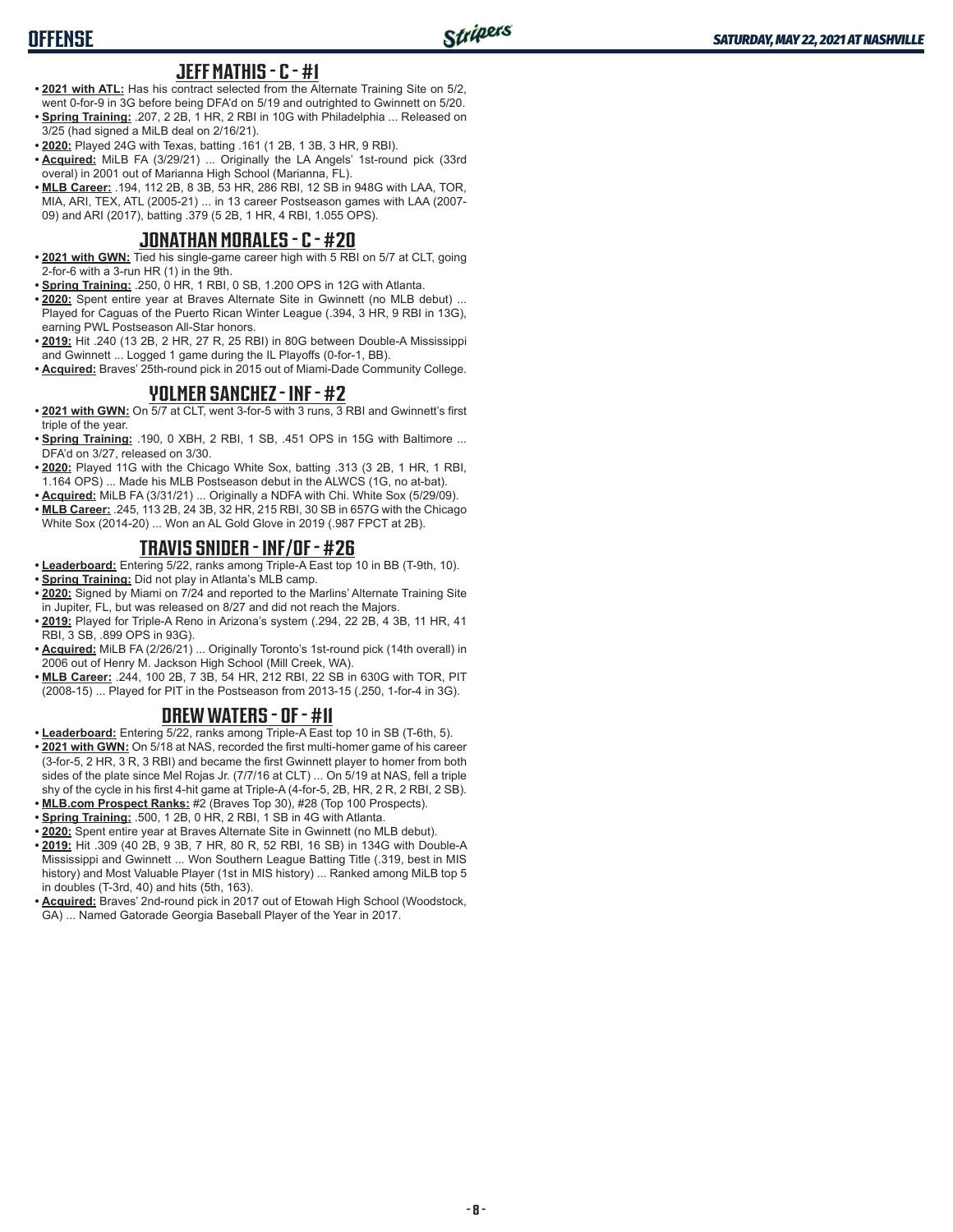## JEFF MATHIS - C - #1

- **2021 with ATL:** Has his contract selected from the Alternate Training Site on 5/2, went 0-for-9 in 3G before being DFA'd on 5/19 and outrighted to Gwinnett on 5/20.
- **Spring Training:** .207, 2 2B, 1 HR, 2 RBI in 10G with Philadelphia ... Released on 3/25 (had signed a MiLB deal on 2/16/21).
- **2020:** Played 24G with Texas, batting .161 (1 2B, 1 3B, 3 HR, 9 RBI).
- **Acquired:** MiLB FA (3/29/21) ... Originally the LA Angels' 1st-round pick (33rd overal) in 2001 out of Marianna High School (Marianna, FL).
- **MLB Career:** .194, 112 2B, 8 3B, 53 HR, 286 RBI, 12 SB in 948G with LAA, TOR, MIA, ARI, TEX, ATL (2005-21) ... in 13 career Postseason games with LAA (2007-09) and ARI (2017), batting .379 (5 2B, 1 HR, 4 RBI, 1.055 OPS).

## JONATHAN MORALES - C - #20

- **2021 with GWN:** Tied his single-game career high with 5 RBI on 5/7 at CLT, going 2-for-6 with a 3-run HR (1) in the 9th.
- **Spring Training:** .250, 0 HR, 1 RBI, 0 SB, 1.200 OPS in 12G with Atlanta.
- **2020:** Spent entire year at Braves Alternate Site in Gwinnett (no MLB debut) ... Played for Caguas of the Puerto Rican Winter League (.394, 3 HR, 9 RBI in 13G), earning PWL Postseason All-Star honors.
- **2019:** Hit .240 (13 2B, 2 HR, 27 R, 25 RBI) in 80G between Double-A Mississippi and Gwinnett ... Logged 1 game during the IL Playoffs (0-for-1, BB).
- **Acquired:** Braves' 25th-round pick in 2015 out of Miami-Dade Community College.

## YOLMER SANCHEZ - INF - #2

- **2021 with GWN:** On 5/7 at CLT, went 3-for-5 with 3 runs, 3 RBI and Gwinnett's first triple of the year.
- **Spring Training:** .190, 0 XBH, 2 RBI, 1 SB, .451 OPS in 15G with Baltimore ... DFA'd on 3/27, released on 3/30.
- **2020:** Played 11G with the Chicago White Sox, batting .313 (3 2B, 1 HR, 1 RBI, 1.164 OPS) ... Made his MLB Postseason debut in the ALWCS (1G, no at-bat).
- **Acquired:** MiLB FA (3/31/21) ... Originally a NDFA with Chi. White Sox (5/29/09).
- **MLB Career:** .245, 113 2B, 24 3B, 32 HR, 215 RBI, 30 SB in 657G with the Chicago White Sox (2014-20) ... Won an AL Gold Glove in 2019 (.987 FPCT at 2B).

## TRAVIS SNIDER - INF/OF - #26

- **Leaderboard:** Entering 5/22, ranks among Triple-A East top 10 in BB (T-9th, 10).
- **Spring Training:** Did not play in Atlanta's MLB camp.
- **2020:** Signed by Miami on 7/24 and reported to the Marlins' Alternate Training Site in Jupiter, FL, but was released on 8/27 and did not reach the Majors.
- **2019:** Played for Triple-A Reno in Arizona's system (.294, 22 2B, 4 3B, 11 HR, 41 RBI, 3 SB, .899 OPS in 93G).
- **Acquired:** MiLB FA (2/26/21) ... Originally Toronto's 1st-round pick (14th overall) in 2006 out of Henry M. Jackson High School (Mill Creek, WA).
- **MLB Career:** .244, 100 2B, 7 3B, 54 HR, 212 RBI, 22 SB in 630G with TOR, PIT (2008-15) ... Played for PIT in the Postseason from 2013-15 (.250, 1-for-4 in 3G).

## DREW WATERS - OF - #11

- **Leaderboard:** Entering 5/22, ranks among Triple-A East top 10 in SB (T-6th, 5).
- **2021 with GWN:** On 5/18 at NAS, recorded the first multi-homer game of his career (3-for-5, 2 HR, 3 R, 3 RBI) and became the first Gwinnett player to homer from both sides of the plate since Mel Rojas Jr. (7/7/16 at CLT) ... On 5/19 at NAS, fell a triple shy of the cycle in his first 4-hit game at Triple-A (4-for-5, 2B, HR, 2 R, 2 RBI, 2 SB).
- **MLB.com Prospect Ranks:** #2 (Braves Top 30), #28 (Top 100 Prospects).
- **Spring Training:** .500, 1 2B, 0 HR, 2 RBI, 1 SB in 4G with Atlanta.
- **2020:** Spent entire year at Braves Alternate Site in Gwinnett (no MLB debut).
- **2019:** Hit .309 (40 2B, 9 3B, 7 HR, 80 R, 52 RBI, 16 SB) in 134G with Double-A Mississippi and Gwinnett ... Won Southern League Batting Title (.319, best in MIS history) and Most Valuable Player (1st in MIS history) ... Ranked among MiLB top 5 in doubles (T-3rd, 40) and hits (5th, 163).
- **Acquired:** Braves' 2nd-round pick in 2017 out of Etowah High School (Woodstock, GA) ... Named Gatorade Georgia Baseball Player of the Year in 2017.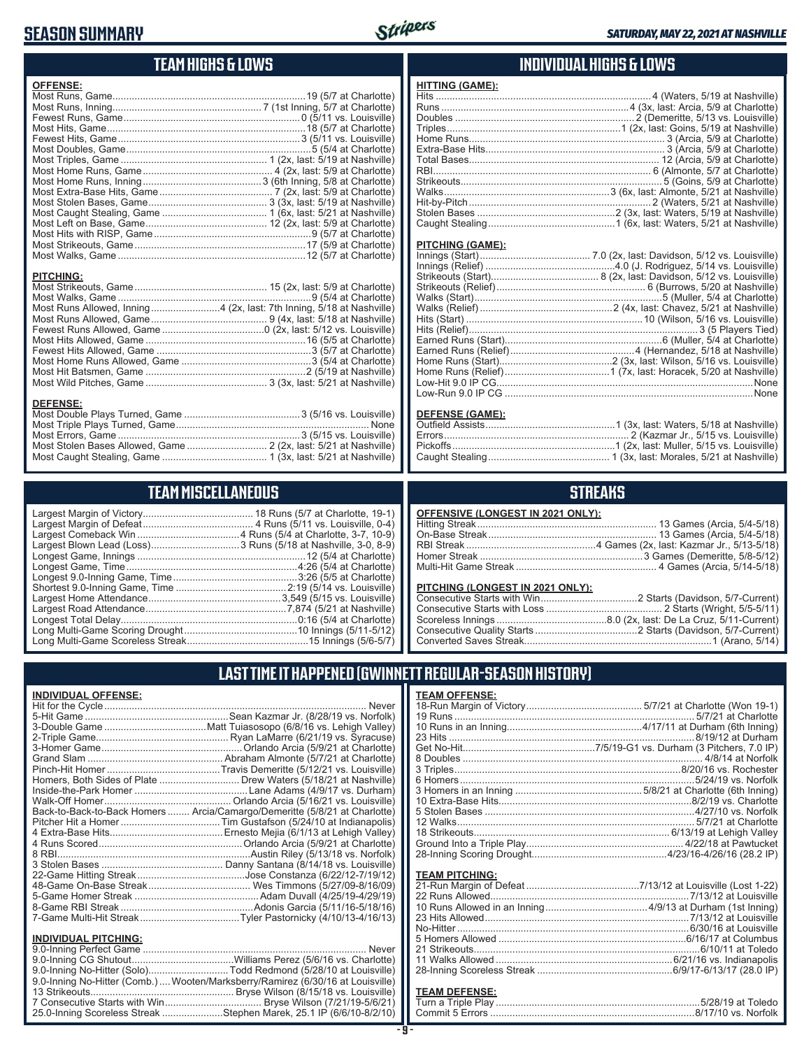# SEASON SUMMARY

*SATURDAY, MAY 22, 2021 AT NASHVILLE*

## TEAM HIGHS & LOWS

**OFFENSE:**

| | |
|---|---|
| Most Runs, Game | 19 (5/7 at Charlotte) |
| Most Runs, Inning | 7 (1st Inning, 5/7 at Charlotte) |
| Fewest Runs, Game | 0 (5/11 vs. Louisville) |
| Most Hits, Game | 18 (5/7 at Charlotte) |
| Fewest Hits, Game | 3 (5/11 vs. Louisville) |
| Most Doubles, Game | 5 (5/4 at Charlotte) |
| Most Triples, Game | 1 (2x, last: 5/19 at Nashville) |
| Most Home Runs, Game | 4 (2x, last: 5/9 at Charlotte) |
| Most Home Runs, Inning | 3 (6th Inning, 5/8 at Charlotte) |
| Most Extra-Base Hits, Game | 7 (2x, last: 5/9 at Charlotte) |
| Most Stolen Bases, Game | 3 (3x, last: 5/19 at Nashville) |
| Most Caught Stealing, Game | 1 (6x, last: 5/21 at Nashville) |
| Most Left on Base, Game | 12 (2x, last: 5/9 at Charlotte) |
| Most Hits with RISP, Game | 9 (5/7 at Charlotte) |
| Most Strikeouts, Game | 17 (5/9 at Charlotte) |
| Most Walks, Game | 12 (5/7 at Charlotte) |

**PITCHING:**

| | |
|---|---|
| Most Strikeouts, Game | 15 (2x, last: 5/9 at Charlotte) |
| Most Walks, Game | 9 (5/4 at Charlotte) |
| Most Runs Allowed, Inning | 4 (2x, last: 7th Inning, 5/18 at Nashville) |
| Most Runs Allowed, Game | 9 (4x, last: 5/18 at Nashville) |
| Fewest Runs Allowed, Game | 0 (2x, last: 5/12 vs. Louisville) |
| Most Hits Allowed, Game | 16 (5/5 at Charlotte) |
| Fewest Hits Allowed, Game | 3 (5/7 at Charlotte) |
| Most Home Runs Allowed, Game | 3 (5/4 at Charlotte) |
| Most Hit Batsmen, Game | 2 (5/19 at Nashville) |
| Most Wild Pitches, Game | 3 (3x, last: 5/21 at Nashville) |

**DEFENSE:**

| | |
|---|---|
| Most Double Plays Turned, Game | 3 (5/16 vs. Louisville) |
| Most Triple Plays Turned, Game | None |
| Most Errors, Game | 3 (5/15 vs. Louisville) |
| Most Stolen Bases Allowed, Game | 2 (2x, last: 5/21 at Nashville) |
| Most Caught Stealing, Game | 1 (3x, last: 5/21 at Nashville) |

## INDIVIDUAL HIGHS & LOWS

**HITTING (GAME):**

| | |
|---|---|
| Hits | 4 (Waters, 5/19 at Nashville) |
| Runs | 4 (3x, last: Arcia, 5/9 at Charlotte) |
| Doubles | 2 (Demeritte, 5/13 vs. Louisville) |
| Triples | 1 (2x, last: Goins, 5/19 at Nashville) |
| Home Runs | 3 (Arcia, 5/9 at Charlotte) |
| Extra-Base Hits | 3 (Arcia, 5/9 at Charlotte) |
| Total Bases | 12 (Arcia, 5/9 at Charlotte) |
| RBI | 6 (Almonte, 5/7 at Charlotte) |
| Strikeouts | 5 (Goins, 5/9 at Charlotte) |
| Walks | 3 (6x, last: Almonte, 5/21 at Nashville) |
| Hit-by-Pitch | 2 (Waters, 5/21 at Nashville) |
| Stolen Bases | 2 (3x, last: Waters, 5/19 at Nashville) |
| Caught Stealing | 1 (6x, last: Waters, 5/21 at Nashville) |

**PITCHING (GAME):**

| | |
|---|---|
| Innings (Start) | 7.0 (2x, last: Davidson, 5/12 vs. Louisville) |
| Innings (Relief) | 4.0 (J. Rodriguez, 5/14 vs. Louisville) |
| Strikeouts (Start) | 8 (2x, last: Davidson, 5/12 vs. Louisville) |
| Strikeouts (Relief) | 6 (Burrows, 5/20 at Nashville) |
| Walks (Start) | 5 (Muller, 5/4 at Charlotte) |
| Walks (Relief) | 2 (4x, last: Chavez, 5/21 at Nashville) |
| Hits (Start) | 10 (Wilson, 5/16 vs. Louisville) |
| Hits (Relief) | 3 (5 Players Tied) |
| Earned Runs (Start) | 6 (Muller, 5/4 at Charlotte) |
| Earned Runs (Relief) | 4 (Hernandez, 5/18 at Nashville) |
| Home Runs (Start) | 2 (3x, last: Wilson, 5/16 vs. Louisville) |
| Home Runs (Relief) | 1 (7x, last: Horacek, 5/20 at Nashville) |
| Low-Hit 9.0 IP CG | None |
| Low-Run 9.0 IP CG | None |

**DEFENSE (GAME):**

| | |
|---|---|
| Outfield Assists | 1 (3x, last: Waters, 5/18 at Nashville) |
| Errors | 2 (Kazmar Jr., 5/15 vs. Louisville) |
| Pickoffs | 1 (2x, last: Muller, 5/15 vs. Louisville) |
| Caught Stealing | 1 (3x, last: Morales, 5/21 at Nashville) |

## TEAM MISCELLANEOUS

| | |
|---|---|
| Largest Margin of Victory | 18 Runs (5/7 at Charlotte, 19-1) |
| Largest Margin of Defeat | 4 Runs (5/11 vs. Louisville, 0-4) |
| Largest Comeback Win | 4 Runs (5/4 at Charlotte, 3-7, 10-9) |
| Largest Blown Lead (Loss) | 3 Runs (5/18 at Nashville, 3-0, 8-9) |
| Longest Game, Innings | 12 (5/4 at Charlotte) |
| Longest Game, Time | 4:26 (5/4 at Charlotte) |
| Longest 9.0-Inning Game, Time | 3:26 (5/5 at Charlotte) |
| Shortest 9.0-Inning Game, Time | 2:19 (5/14 vs. Louisville) |
| Largest Home Attendance | 3,549 (5/15 vs. Louisville) |
| Largest Road Attendance | 7,874 (5/21 at Nashville) |
| Longest Total Delay | 0:16 (5/4 at Charlotte) |
| Long Multi-Game Scoring Drought | 10 Innings (5/11-5/12) |
| Long Multi-Game Scoreless Streak | 15 Innings (5/6-5/7) |

## STREAKS

**OFFENSIVE (LONGEST IN 2021 ONLY):**

| | |
|---|---|
| Hitting Streak | 13 Games (Arcia, 5/4-5/18) |
| On-Base Streak | 13 Games (Arcia, 5/4-5/18) |
| RBI Streak | 4 Games (2x, last: Kazmar Jr., 5/13-5/18) |
| Homer Streak | 3 Games (Demeritte, 5/8-5/12) |
| Multi-Hit Game Streak | 4 Games (Arcia, 5/14-5/18) |

**PITCHING (LONGEST IN 2021 ONLY):**

| | |
|---|---|
| Consecutive Starts with Win | 2 Starts (Davidson, 5/7-Current) |
| Consecutive Starts with Loss | 2 Starts (Wright, 5/5-5/11) |
| Scoreless Innings | 8.0 (2x, last: De La Cruz, 5/11-Current) |
| Consecutive Quality Starts | 2 Starts (Davidson, 5/7-Current) |
| Converted Saves Streak | 1 (Arano, 5/14) |

## LAST TIME IT HAPPENED (GWINNETT REGULAR-SEASON HISTORY)

**INDIVIDUAL OFFENSE:**

| | |
|---|---|
| Hit for the Cycle | Never |
| 5-Hit Game | Sean Kazmar Jr. (8/28/19 vs. Norfolk) |
| 3-Double Game | Matt Tuiasosopo (6/8/16 vs. Lehigh Valley) |
| 2-Triple Game | Ryan LaMarre (6/21/19 vs. Syracuse) |
| 3-Homer Game | Orlando Arcia (5/9/21 at Charlotte) |
| Grand Slam | Abraham Almonte (5/7/21 at Charlotte) |
| Pinch-Hit Homer | Travis Demeritte (5/12/21 vs. Louisville) |
| Homers, Both Sides of Plate | Drew Waters (5/18/21 at Nashville) |
| Inside-the-Park Homer | Lane Adams (4/9/17 vs. Durham) |
| Walk-Off Homer | Orlando Arcia (5/16/21 vs. Louisville) |
| Back-to-Back-to-Back Homers | Arcia/Camargo/Demeritte (5/8/21 at Charlotte) |
| Pitcher Hit a Homer | Tim Gustafson (5/24/10 at Indianapolis) |
| 4 Extra-Base Hits | Ernesto Mejia (6/1/13 at Lehigh Valley) |
| 4 Runs Scored | Orlando Arcia (5/9/21 at Charlotte) |
| 8 RBI | Austin Riley (5/13/18 vs. Norfolk) |
| 3 Stolen Bases | Danny Santana (8/14/18 vs. Louisville) |
| 22-Game Hitting Streak | Jose Constanza (6/22/12-7/19/12) |
| 48-Game On-Base Streak | Wes Timmons (5/27/09-8/16/09) |
| 5-Game Homer Streak | Adam Duvall (4/25/19-4/29/19) |
| 8-Game RBI Streak | Adonis Garcia (5/11/16-5/18/16) |
| 7-Game Multi-Hit Streak | Tyler Pastornicky (4/10/13-4/16/13) |

**INDIVIDUAL PITCHING:**

| | |
|---|---|
| 9.0-Inning Perfect Game | Never |
| 9.0-Inning CG Shutout | Williams Perez (5/6/16 vs. Charlotte) |
| 9.0-Inning No-Hitter (Solo) | Todd Redmond (5/28/10 at Louisville) |
| 9.0-Inning No-Hitter (Comb.) | Wooten/Marksberry/Ramirez (6/30/16 at Louisville) |
| 13 Strikeouts | Bryse Wilson (8/15/18 vs. Louisville) |
| 7 Consecutive Starts with Win | Bryse Wilson (7/21/19-5/6/21) |
| 25.0-Inning Scoreless Streak | Stephen Marek, 25.1 IP (6/6/10-8/2/10) |

**TEAM OFFENSE:**

| | |
|---|---|
| 18-Run Margin of Victory | 5/7/21 at Charlotte (Won 19-1) |
| 19 Runs | 5/7/21 at Charlotte |
| 10 Runs in an Inning | 4/17/11 at Durham (6th Inning) |
| 23 Hits | 8/19/12 at Durham |
| Get No-Hit | 7/5/19-G1 vs. Durham (3 Pitchers, 7.0 IP) |
| 8 Doubles | 4/8/14 at Norfolk |
| 3 Triples | 8/20/16 vs. Rochester |
| 6 Homers | 5/24/19 vs. Norfolk |
| 3 Homers in an Inning | 5/8/21 at Charlotte (6th Inning) |
| 10 Extra-Base Hits | 8/2/19 vs. Charlotte |
| 5 Stolen Bases | 4/27/10 vs. Norfolk |
| 12 Walks | 5/7/21 at Charlotte |
| 18 Strikeouts | 6/13/19 at Lehigh Valley |
| Ground Into a Triple Play | 4/22/18 at Pawtucket |
| 28-Inning Scoring Drought | 4/23/16-4/26/16 (28.2 IP) |

**TEAM PITCHING:**

| | |
|---|---|
| 21-Run Margin of Defeat | 7/13/12 at Louisville (Lost 1-22) |
| 22 Runs Allowed | 7/13/12 at Louisville |
| 10 Runs Allowed in an Inning | 4/9/13 at Durham (1st Inning) |
| 23 Hits Allowed | 7/13/12 at Louisville |
| No-Hitter | 6/30/16 at Louisville |
| 5 Homers Allowed | 6/16/17 at Columbus |
| 21 Strikeouts | 6/10/11 at Toledo |
| 11 Walks Allowed | 6/21/16 vs. Indianapolis |
| 28-Inning Scoreless Streak | 6/9/17-6/13/17 (28.0 IP) |

**TEAM DEFENSE:**

| | |
|---|---|
| Turn a Triple Play | 5/28/19 at Toledo |
| Commit 5 Errors | 8/17/10 vs. Norfolk |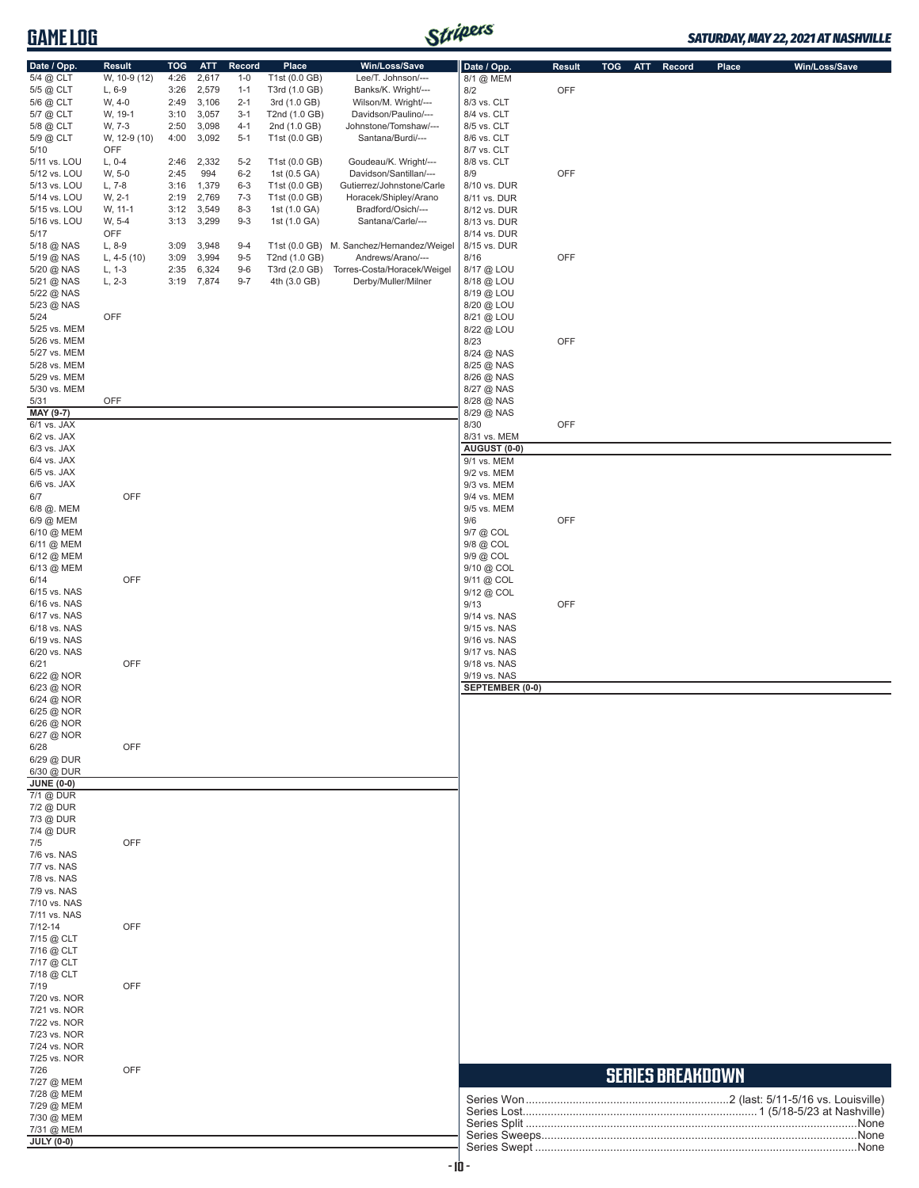# GAME LOG

**SATURDAY, MAY 22, 2021 AT NASHVILLE**

| Date / Opp. | Result | TOG | ATT | Record | Place | Win/Loss/Save |
|---|---|---|---|---|---|---|
| 5/4 @ CLT | W, 10-9 (12) | 4:26 | 2,617 | 1-0 | T1st (0.0 GB) | Lee/T. Johnson/--- |
| 5/5 @ CLT | L, 6-9 | 3:26 | 2,579 | 1-1 | T3rd (1.0 GB) | Banks/K. Wright/--- |
| 5/6 @ CLT | W, 4-0 | 2:49 | 3,106 | 2-1 | 3rd (1.0 GB) | Wilson/M. Wright/--- |
| 5/7 @ CLT | W, 19-1 | 3:10 | 3,057 | 3-1 | T2nd (1.0 GB) | Davidson/Paulino/--- |
| 5/8 @ CLT | W, 7-3 | 2:50 | 3,098 | 4-1 | 2nd (1.0 GB) | Johnstone/Tomshaw/--- |
| 5/9 @ CLT | W, 12-9 (10) | 4:00 | 3,092 | 5-1 | T1st (0.0 GB) | Santana/Burdi/--- |
| 5/10 | OFF | | | | | |
| 5/11 vs. LOU | L, 0-4 | 2:46 | 2,332 | 5-2 | T1st (0.0 GB) | Goudeau/K. Wright/--- |
| 5/12 vs. LOU | W, 5-0 | 2:45 | 994 | 6-2 | 1st (0.5 GA) | Davidson/Santillan/--- |
| 5/13 vs. LOU | L, 7-8 | 3:16 | 1,379 | 6-3 | T1st (0.0 GB) | Gutierrez/Johnstone/Carle |
| 5/14 vs. LOU | W, 2-1 | 2:19 | 2,769 | 7-3 | T1st (0.0 GB) | Horacek/Shipley/Arano |
| 5/15 vs. LOU | W, 11-1 | 3:12 | 3,549 | 8-3 | 1st (1.0 GA) | Bradford/Osich/--- |
| 5/16 vs. LOU | W, 5-4 | 3:13 | 3,299 | 9-3 | 1st (1.0 GA) | Santana/Carle/--- |
| 5/17 | OFF | | | | | |
| 5/18 @ NAS | L, 8-9 | 3:09 | 3,948 | 9-4 | T1st (0.0 GB) | M. Sanchez/Hernandez/Weigel |
| 5/19 @ NAS | L, 4-5 (10) | 3:09 | 3,994 | 9-5 | T2nd (1.0 GB) | Andrews/Arano/--- |
| 5/20 @ NAS | L, 1-3 | 2:35 | 6,324 | 9-6 | T3rd (2.0 GB) | Torres-Costa/Horacek/Weigel |
| 5/21 @ NAS | L, 2-3 | 3:19 | 7,874 | 9-7 | 4th (3.0 GB) | Derby/Muller/Milner |
| 5/22 @ NAS | | | | | | |
| 5/23 @ NAS | | | | | | |
| 5/24 | OFF | | | | | |
| 5/25 vs. MEM | | | | | | |
| 5/26 vs. MEM | | | | | | |
| 5/27 vs. MEM | | | | | | |
| 5/28 vs. MEM | | | | | | |
| 5/29 vs. MEM | | | | | | |
| 5/30 vs. MEM | | | | | | |
| 5/31 | OFF | | | | | |
| **MAY (9-7)** | | | | | | |
| 6/1 vs. JAX | | | | | | |
| 6/2 vs. JAX | | | | | | |
| 6/3 vs. JAX | | | | | | |
| 6/4 vs. JAX | | | | | | |
| 6/5 vs. JAX | | | | | | |
| 6/6 vs. JAX | | | | | | |
| 6/7 | OFF | | | | | |
| 6/8 @. MEM | | | | | | |
| 6/9 @ MEM | | | | | | |
| 6/10 @ MEM | | | | | | |
| 6/11 @ MEM | | | | | | |
| 6/12 @ MEM | | | | | | |
| 6/13 @ MEM | | | | | | |
| 6/14 | OFF | | | | | |
| 6/15 vs. NAS | | | | | | |
| 6/16 vs. NAS | | | | | | |
| 6/17 vs. NAS | | | | | | |
| 6/18 vs. NAS | | | | | | |
| 6/19 vs. NAS | | | | | | |
| 6/20 vs. NAS | | | | | | |
| 6/21 | OFF | | | | | |
| 6/22 @ NOR | | | | | | |
| 6/23 @ NOR | | | | | | |
| 6/24 @ NOR | | | | | | |
| 6/25 @ NOR | | | | | | |
| 6/26 @ NOR | | | | | | |
| 6/27 @ NOR | | | | | | |
| 6/28 | OFF | | | | | |
| 6/29 @ DUR | | | | | | |
| 6/30 @ DUR | | | | | | |
| **JUNE (0-0)** | | | | | | |
| 7/1 @ DUR | | | | | | |
| 7/2 @ DUR | | | | | | |
| 7/3 @ DUR | | | | | | |
| 7/4 @ DUR | | | | | | |
| 7/5 | OFF | | | | | |
| 7/6 vs. NAS | | | | | | |
| 7/7 vs. NAS | | | | | | |
| 7/8 vs. NAS | | | | | | |
| 7/9 vs. NAS | | | | | | |
| 7/10 vs. NAS | | | | | | |
| 7/11 vs. NAS | | | | | | |
| 7/12-14 | OFF | | | | | |
| 7/15 @ CLT | | | | | | |
| 7/16 @ CLT | | | | | | |
| 7/17 @ CLT | | | | | | |
| 7/18 @ CLT | | | | | | |
| 7/19 | OFF | | | | | |
| 7/20 vs. NOR | | | | | | |
| 7/21 vs. NOR | | | | | | |
| 7/22 vs. NOR | | | | | | |
| 7/23 vs. NOR | | | | | | |
| 7/24 vs. NOR | | | | | | |
| 7/25 vs. NOR | | | | | | |
| 7/26 | OFF | | | | | |
| 7/27 @ MEM | | | | | | |
| 7/28 @ MEM | | | | | | |
| 7/29 @ MEM | | | | | | |
| 7/30 @ MEM | | | | | | |
| 7/31 @ MEM | | | | | | |
| **JULY (0-0)** | | | | | | |

| Date / Opp. | Result | TOG | ATT | Record | Place | Win/Loss/Save |
|---|---|---|---|---|---|---|
| 8/1 @ MEM | | | | | | |
| 8/2 | OFF | | | | | |
| 8/3 vs. CLT | | | | | | |
| 8/4 vs. CLT | | | | | | |
| 8/5 vs. CLT | | | | | | |
| 8/6 vs. CLT | | | | | | |
| 8/7 vs. CLT | | | | | | |
| 8/8 vs. CLT | | | | | | |
| 8/9 | OFF | | | | | |
| 8/10 vs. DUR | | | | | | |
| 8/11 vs. DUR | | | | | | |
| 8/12 vs. DUR | | | | | | |
| 8/13 vs. DUR | | | | | | |
| 8/14 vs. DUR | | | | | | |
| 8/15 vs. DUR | | | | | | |
| 8/16 | OFF | | | | | |
| 8/17 @ LOU | | | | | | |
| 8/18 @ LOU | | | | | | |
| 8/19 @ LOU | | | | | | |
| 8/20 @ LOU | | | | | | |
| 8/21 @ LOU | | | | | | |
| 8/22 @ LOU | | | | | | |
| 8/23 | OFF | | | | | |
| 8/24 @ NAS | | | | | | |
| 8/25 @ NAS | | | | | | |
| 8/26 @ NAS | | | | | | |
| 8/27 @ NAS | | | | | | |
| 8/28 @ NAS | | | | | | |
| 8/29 @ NAS | | | | | | |
| 8/30 | OFF | | | | | |
| 8/31 vs. MEM | | | | | | |
| **AUGUST (0-0)** | | | | | | |
| 9/1 vs. MEM | | | | | | |
| 9/2 vs. MEM | | | | | | |
| 9/3 vs. MEM | | | | | | |
| 9/4 vs. MEM | | | | | | |
| 9/5 vs. MEM | | | | | | |
| 9/6 | OFF | | | | | |
| 9/7 @ COL | | | | | | |
| 9/8 @ COL | | | | | | |
| 9/9 @ COL | | | | | | |
| 9/10 @ COL | | | | | | |
| 9/11 @ COL | | | | | | |
| 9/12 @ COL | | | | | | |
| 9/13 | OFF | | | | | |
| 9/14 vs. NAS | | | | | | |
| 9/15 vs. NAS | | | | | | |
| 9/16 vs. NAS | | | | | | |
| 9/17 vs. NAS | | | | | | |
| 9/18 vs. NAS | | | | | | |
| 9/19 vs. NAS | | | | | | |
| **SEPTEMBER (0-0)** | | | | | | |

## SERIES BREAKDOWN

Series Won ....... 2 (last: 5/11-5/16 vs. Louisville)
Series Lost ....... 1 (5/18-5/23 at Nashville)
Series Split ....... None
Series Sweeps ....... None
Series Swept ....... None